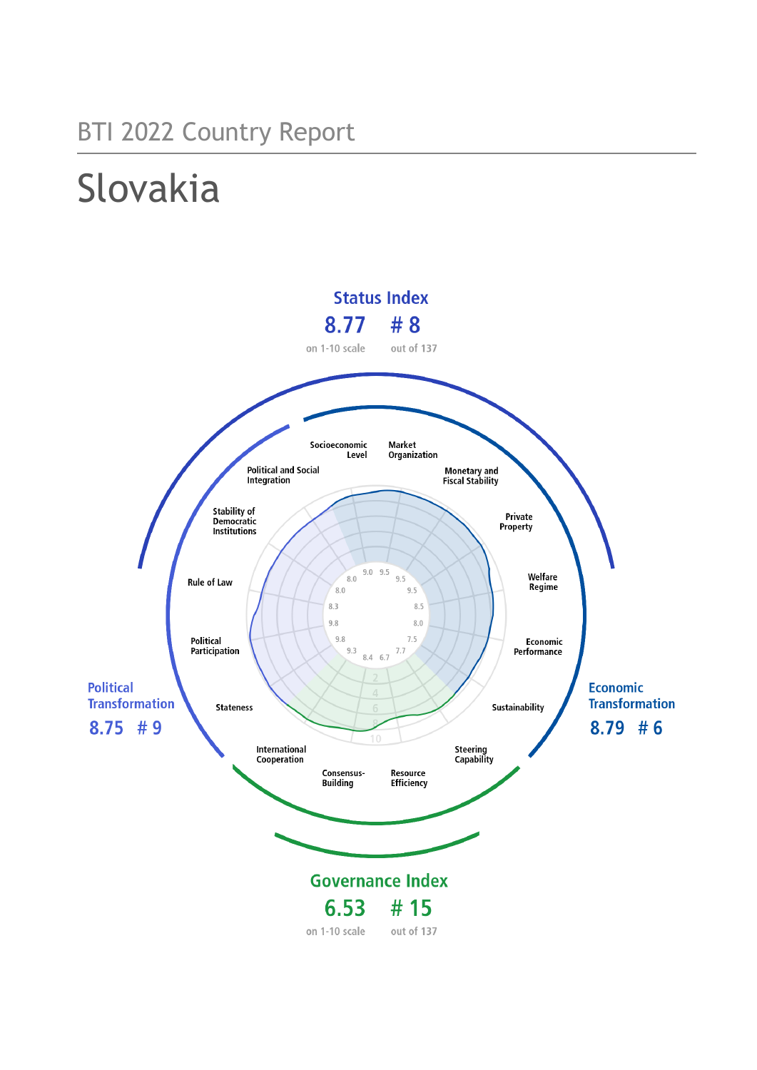BTI 2022 Country Report

# Slovakia

**Status Index**

8.77 — # 8

on 1-10 scale — out of 137

**Political Transformation**

8.75 — # 9

**Economic Transformation**

8.79 — # 6

**Governance Index**

6.53 — # 15

on 1-10 scale — out of 137

| Criterion | Score |
|---|---|
| Stateness | 9.8 |
| Political Participation | 9.8 |
| Rule of Law | 8.3 |
| Stability of Democratic Institutions | 8.0 |
| Political and Social Integration | 8.0 |
| Socioeconomic Level | 9.0 |
| Market Organization | 9.5 |
| Monetary and Fiscal Stability | 9.5 |
| Private Property | 9.5 |
| Welfare Regime | 8.5 |
| Economic Performance | 8.0 |
| Sustainability | 7.5 |
| Steering Capability | 7.7 |
| Resource Efficiency | 6.7 |
| Consensus-Building | 8.4 |
| International Cooperation | 9.3 |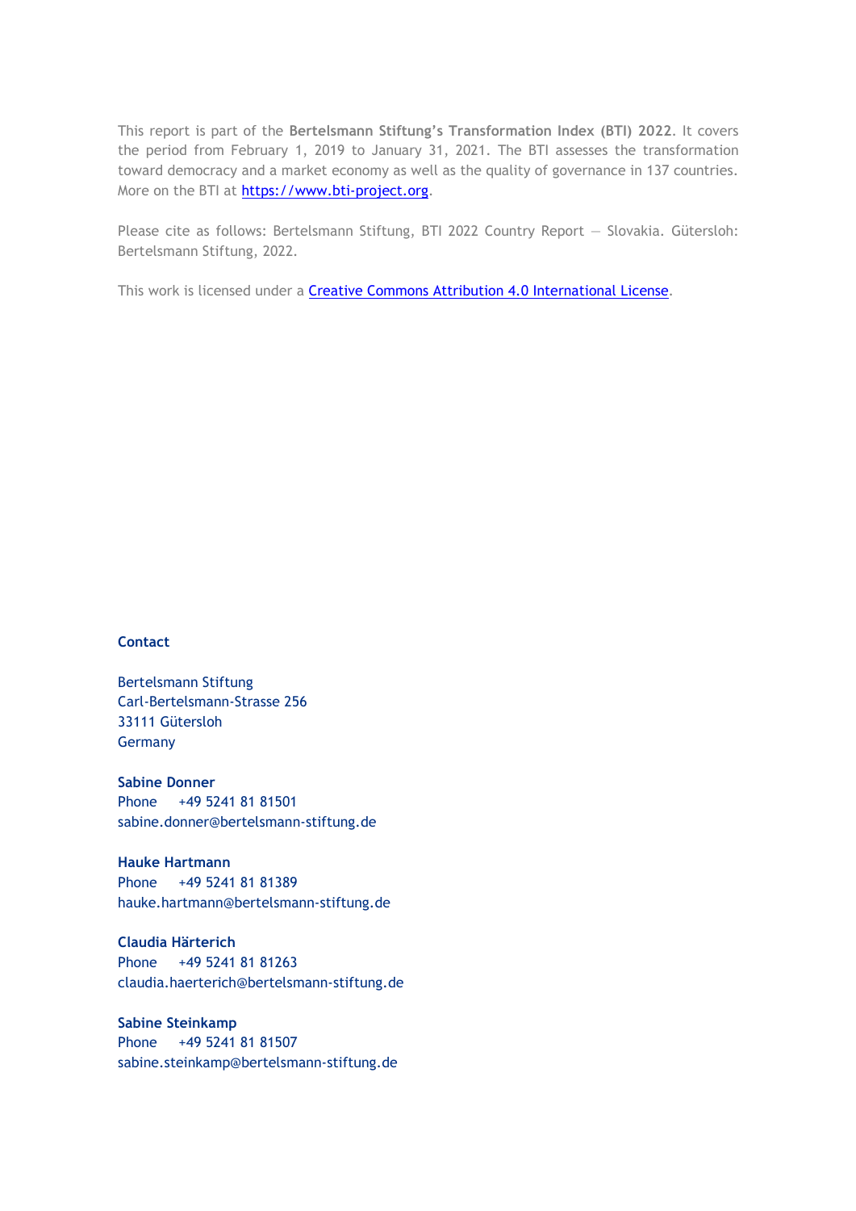This report is part of the **Bertelsmann Stiftung's Transformation Index (BTI) 2022**. It covers the period from February 1, 2019 to January 31, 2021. The BTI assesses the transformation toward democracy and a market economy as well as the quality of governance in 137 countries. More on the BTI at [https://www.bti-project.org](https://www.bti-project.org).

Please cite as follows: Bertelsmann Stiftung, BTI 2022 Country Report — Slovakia. Gütersloh: Bertelsmann Stiftung, 2022.

This work is licensed under a [Creative Commons Attribution 4.0 International License](https://creativecommons.org/licenses/by/4.0/).

**Contact**

Bertelsmann Stiftung
Carl-Bertelsmann-Strasse 256
33111 Gütersloh
Germany

**Sabine Donner**
Phone +49 5241 81 81501
sabine.donner@bertelsmann-stiftung.de

**Hauke Hartmann**
Phone +49 5241 81 81389
hauke.hartmann@bertelsmann-stiftung.de

**Claudia Härterich**
Phone +49 5241 81 81263
claudia.haerterich@bertelsmann-stiftung.de

**Sabine Steinkamp**
Phone +49 5241 81 81507
sabine.steinkamp@bertelsmann-stiftung.de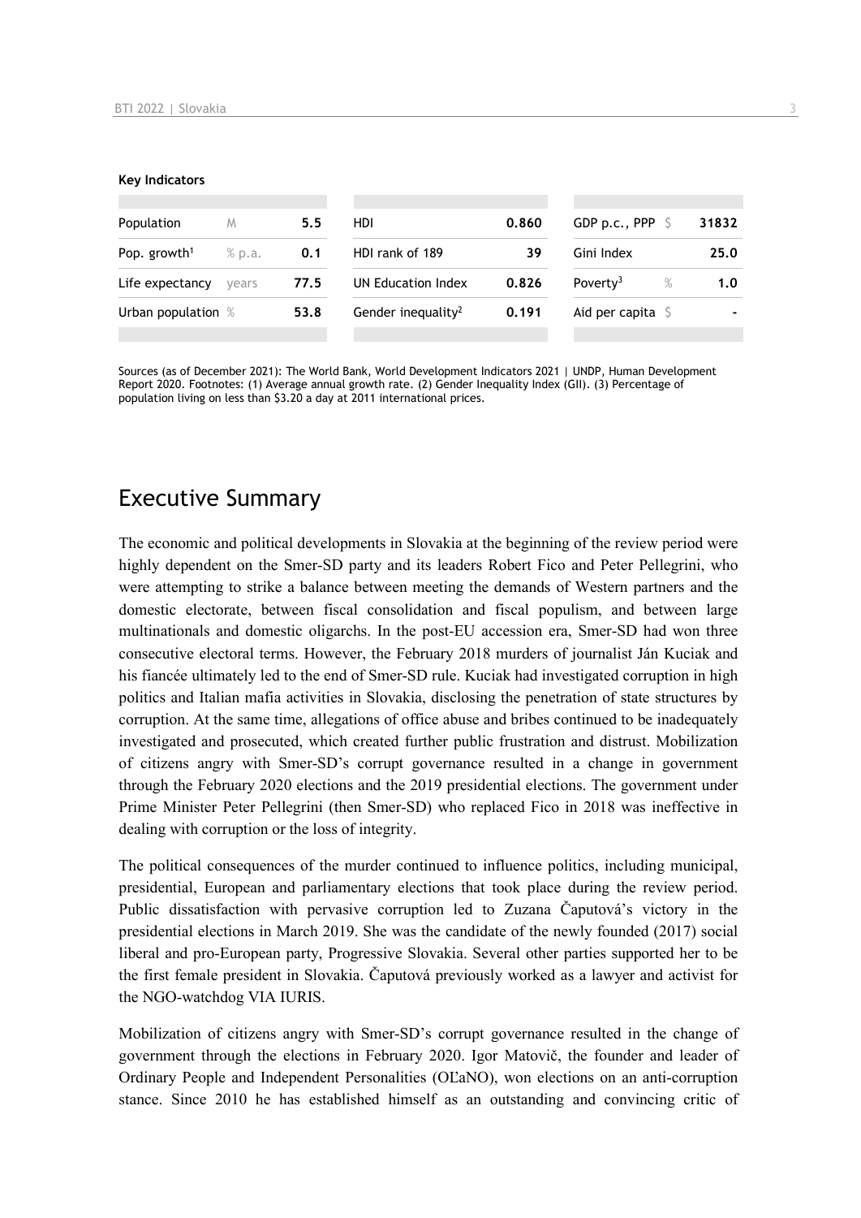**Key Indicators**

| | | | | | | | |
|---|---|---|---|---|---|---|---|
| Population | M | 5.5 | HDI | 0.860 | GDP p.c., PPP | $ | 31832 |
| Pop. growth[1] | % p.a. | 0.1 | HDI rank of 189 | 39 | Gini Index | | 25.0 |
| Life expectancy | years | 77.5 | UN Education Index | 0.826 | Poverty[3] | % | 1.0 |
| Urban population | % | 53.8 | Gender inequality[2] | 0.191 | Aid per capita | $ | - |

Sources (as of December 2021): The World Bank, World Development Indicators 2021 | UNDP, Human Development Report 2020. Footnotes: (1) Average annual growth rate. (2) Gender Inequality Index (GII). (3) Percentage of population living on less than $3.20 a day at 2011 international prices.

# Executive Summary

The economic and political developments in Slovakia at the beginning of the review period were highly dependent on the Smer-SD party and its leaders Robert Fico and Peter Pellegrini, who were attempting to strike a balance between meeting the demands of Western partners and the domestic electorate, between fiscal consolidation and fiscal populism, and between large multinationals and domestic oligarchs. In the post-EU accession era, Smer-SD had won three consecutive electoral terms. However, the February 2018 murders of journalist Ján Kuciak and his fiancée ultimately led to the end of Smer-SD rule. Kuciak had investigated corruption in high politics and Italian mafia activities in Slovakia, disclosing the penetration of state structures by corruption. At the same time, allegations of office abuse and bribes continued to be inadequately investigated and prosecuted, which created further public frustration and distrust. Mobilization of citizens angry with Smer-SD's corrupt governance resulted in a change in government through the February 2020 elections and the 2019 presidential elections. The government under Prime Minister Peter Pellegrini (then Smer-SD) who replaced Fico in 2018 was ineffective in dealing with corruption or the loss of integrity.

The political consequences of the murder continued to influence politics, including municipal, presidential, European and parliamentary elections that took place during the review period. Public dissatisfaction with pervasive corruption led to Zuzana Čaputová's victory in the presidential elections in March 2019. She was the candidate of the newly founded (2017) social liberal and pro-European party, Progressive Slovakia. Several other parties supported her to be the first female president in Slovakia. Čaputová previously worked as a lawyer and activist for the NGO-watchdog VIA IURIS.

Mobilization of citizens angry with Smer-SD's corrupt governance resulted in the change of government through the elections in February 2020. Igor Matovič, the founder and leader of Ordinary People and Independent Personalities (OĽaNO), won elections on an anti-corruption stance. Since 2010 he has established himself as an outstanding and convincing critic of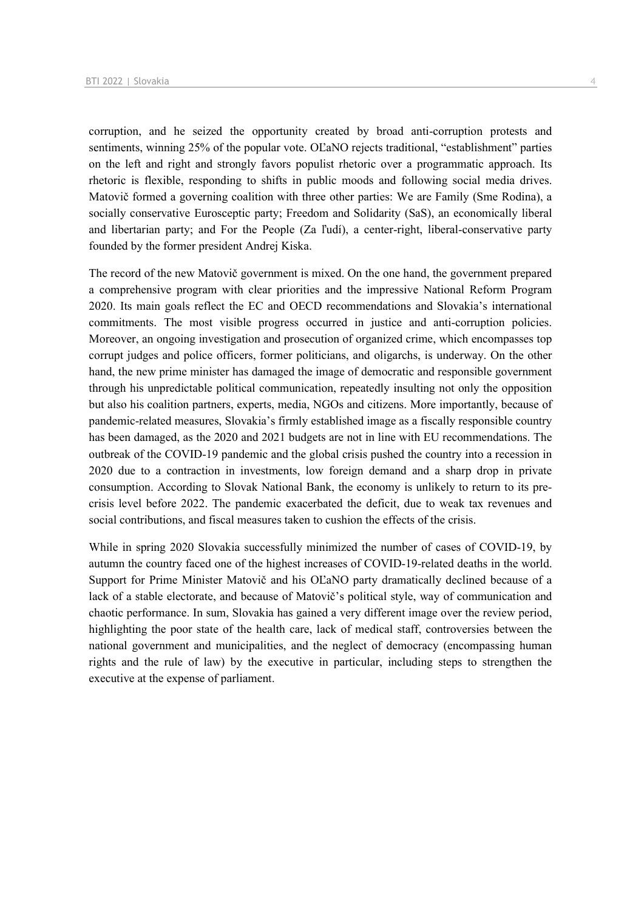corruption, and he seized the opportunity created by broad anti-corruption protests and sentiments, winning 25% of the popular vote. OĽaNO rejects traditional, "establishment" parties on the left and right and strongly favors populist rhetoric over a programmatic approach. Its rhetoric is flexible, responding to shifts in public moods and following social media drives. Matovič formed a governing coalition with three other parties: We are Family (Sme Rodina), a socially conservative Eurosceptic party; Freedom and Solidarity (SaS), an economically liberal and libertarian party; and For the People (Za ľudí), a center-right, liberal-conservative party founded by the former president Andrej Kiska.

The record of the new Matovič government is mixed. On the one hand, the government prepared a comprehensive program with clear priorities and the impressive National Reform Program 2020. Its main goals reflect the EC and OECD recommendations and Slovakia's international commitments. The most visible progress occurred in justice and anti-corruption policies. Moreover, an ongoing investigation and prosecution of organized crime, which encompasses top corrupt judges and police officers, former politicians, and oligarchs, is underway. On the other hand, the new prime minister has damaged the image of democratic and responsible government through his unpredictable political communication, repeatedly insulting not only the opposition but also his coalition partners, experts, media, NGOs and citizens. More importantly, because of pandemic-related measures, Slovakia's firmly established image as a fiscally responsible country has been damaged, as the 2020 and 2021 budgets are not in line with EU recommendations. The outbreak of the COVID-19 pandemic and the global crisis pushed the country into a recession in 2020 due to a contraction in investments, low foreign demand and a sharp drop in private consumption. According to Slovak National Bank, the economy is unlikely to return to its pre-crisis level before 2022. The pandemic exacerbated the deficit, due to weak tax revenues and social contributions, and fiscal measures taken to cushion the effects of the crisis.

While in spring 2020 Slovakia successfully minimized the number of cases of COVID-19, by autumn the country faced one of the highest increases of COVID-19-related deaths in the world. Support for Prime Minister Matovič and his OĽaNO party dramatically declined because of a lack of a stable electorate, and because of Matovič's political style, way of communication and chaotic performance. In sum, Slovakia has gained a very different image over the review period, highlighting the poor state of the health care, lack of medical staff, controversies between the national government and municipalities, and the neglect of democracy (encompassing human rights and the rule of law) by the executive in particular, including steps to strengthen the executive at the expense of parliament.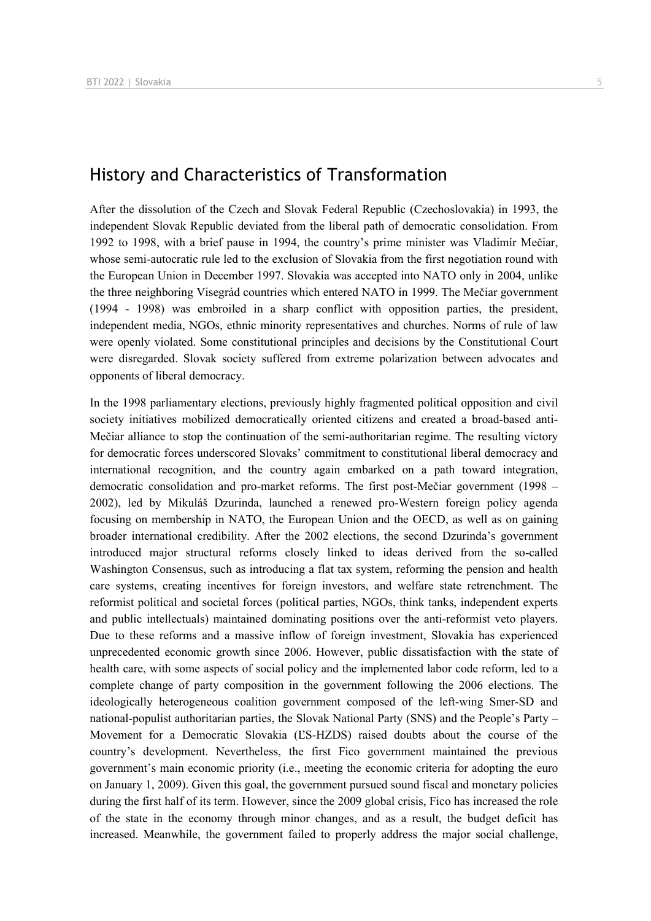## History and Characteristics of Transformation

After the dissolution of the Czech and Slovak Federal Republic (Czechoslovakia) in 1993, the independent Slovak Republic deviated from the liberal path of democratic consolidation. From 1992 to 1998, with a brief pause in 1994, the country's prime minister was Vladimír Mečiar, whose semi-autocratic rule led to the exclusion of Slovakia from the first negotiation round with the European Union in December 1997. Slovakia was accepted into NATO only in 2004, unlike the three neighboring Visegrád countries which entered NATO in 1999. The Mečiar government (1994 - 1998) was embroiled in a sharp conflict with opposition parties, the president, independent media, NGOs, ethnic minority representatives and churches. Norms of rule of law were openly violated. Some constitutional principles and decisions by the Constitutional Court were disregarded. Slovak society suffered from extreme polarization between advocates and opponents of liberal democracy.

In the 1998 parliamentary elections, previously highly fragmented political opposition and civil society initiatives mobilized democratically oriented citizens and created a broad-based anti-Mečiar alliance to stop the continuation of the semi-authoritarian regime. The resulting victory for democratic forces underscored Slovaks' commitment to constitutional liberal democracy and international recognition, and the country again embarked on a path toward integration, democratic consolidation and pro-market reforms. The first post-Mečiar government (1998 – 2002), led by Mikuláš Dzurinda, launched a renewed pro-Western foreign policy agenda focusing on membership in NATO, the European Union and the OECD, as well as on gaining broader international credibility. After the 2002 elections, the second Dzurinda's government introduced major structural reforms closely linked to ideas derived from the so-called Washington Consensus, such as introducing a flat tax system, reforming the pension and health care systems, creating incentives for foreign investors, and welfare state retrenchment. The reformist political and societal forces (political parties, NGOs, think tanks, independent experts and public intellectuals) maintained dominating positions over the anti-reformist veto players. Due to these reforms and a massive inflow of foreign investment, Slovakia has experienced unprecedented economic growth since 2006. However, public dissatisfaction with the state of health care, with some aspects of social policy and the implemented labor code reform, led to a complete change of party composition in the government following the 2006 elections. The ideologically heterogeneous coalition government composed of the left-wing Smer-SD and national-populist authoritarian parties, the Slovak National Party (SNS) and the People's Party – Movement for a Democratic Slovakia (ĽS-HZDS) raised doubts about the course of the country's development. Nevertheless, the first Fico government maintained the previous government's main economic priority (i.e., meeting the economic criteria for adopting the euro on January 1, 2009). Given this goal, the government pursued sound fiscal and monetary policies during the first half of its term. However, since the 2009 global crisis, Fico has increased the role of the state in the economy through minor changes, and as a result, the budget deficit has increased. Meanwhile, the government failed to properly address the major social challenge,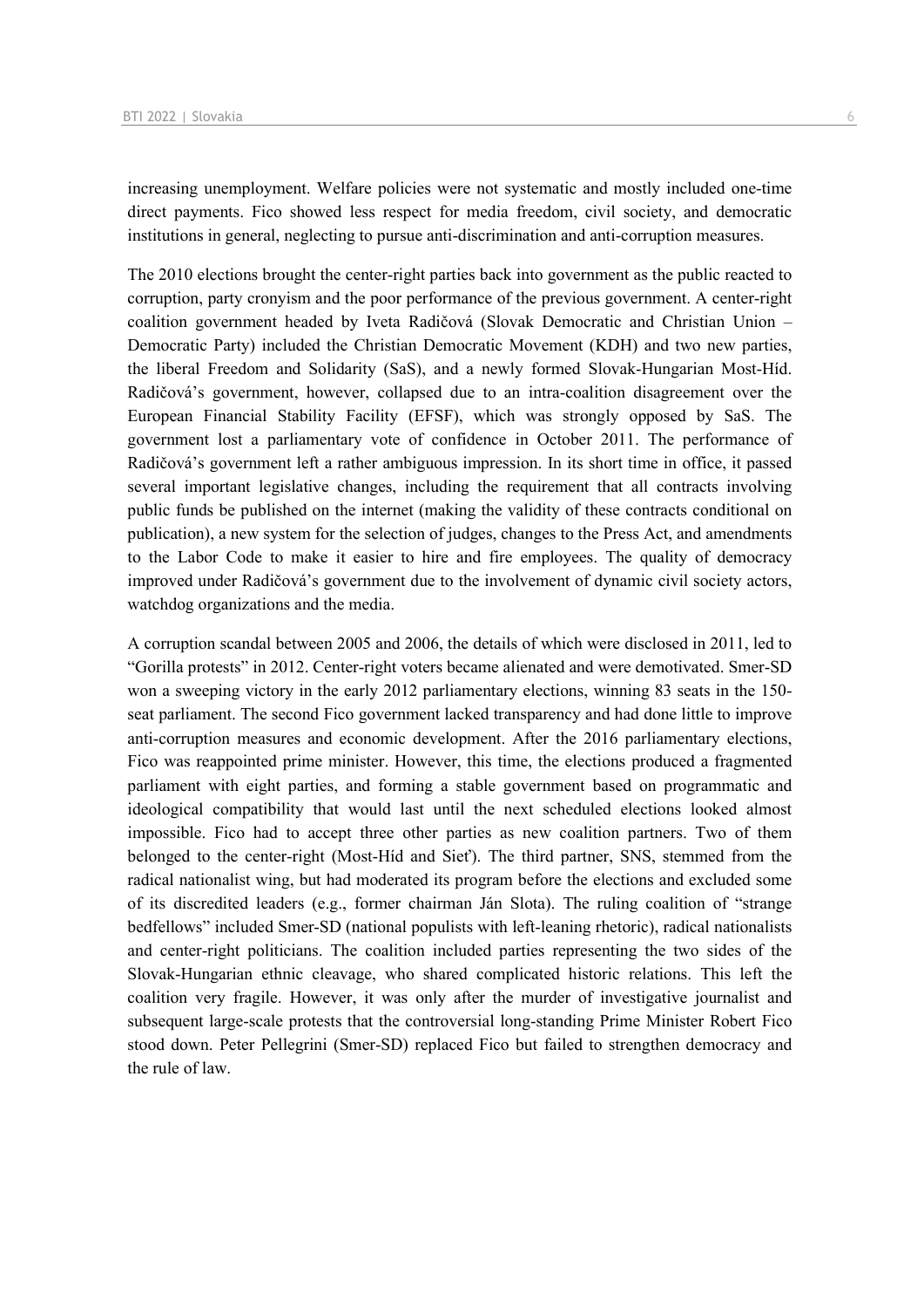increasing unemployment. Welfare policies were not systematic and mostly included one-time direct payments. Fico showed less respect for media freedom, civil society, and democratic institutions in general, neglecting to pursue anti-discrimination and anti-corruption measures.

The 2010 elections brought the center-right parties back into government as the public reacted to corruption, party cronyism and the poor performance of the previous government. A center-right coalition government headed by Iveta Radičová (Slovak Democratic and Christian Union – Democratic Party) included the Christian Democratic Movement (KDH) and two new parties, the liberal Freedom and Solidarity (SaS), and a newly formed Slovak-Hungarian Most-Híd. Radičová's government, however, collapsed due to an intra-coalition disagreement over the European Financial Stability Facility (EFSF), which was strongly opposed by SaS. The government lost a parliamentary vote of confidence in October 2011. The performance of Radičová's government left a rather ambiguous impression. In its short time in office, it passed several important legislative changes, including the requirement that all contracts involving public funds be published on the internet (making the validity of these contracts conditional on publication), a new system for the selection of judges, changes to the Press Act, and amendments to the Labor Code to make it easier to hire and fire employees. The quality of democracy improved under Radičová's government due to the involvement of dynamic civil society actors, watchdog organizations and the media.

A corruption scandal between 2005 and 2006, the details of which were disclosed in 2011, led to "Gorilla protests" in 2012. Center-right voters became alienated and were demotivated. Smer-SD won a sweeping victory in the early 2012 parliamentary elections, winning 83 seats in the 150-seat parliament. The second Fico government lacked transparency and had done little to improve anti-corruption measures and economic development. After the 2016 parliamentary elections, Fico was reappointed prime minister. However, this time, the elections produced a fragmented parliament with eight parties, and forming a stable government based on programmatic and ideological compatibility that would last until the next scheduled elections looked almost impossible. Fico had to accept three other parties as new coalition partners. Two of them belonged to the center-right (Most-Híd and Sieť). The third partner, SNS, stemmed from the radical nationalist wing, but had moderated its program before the elections and excluded some of its discredited leaders (e.g., former chairman Ján Slota). The ruling coalition of "strange bedfellows" included Smer-SD (national populists with left-leaning rhetoric), radical nationalists and center-right politicians. The coalition included parties representing the two sides of the Slovak-Hungarian ethnic cleavage, who shared complicated historic relations. This left the coalition very fragile. However, it was only after the murder of investigative journalist and subsequent large-scale protests that the controversial long-standing Prime Minister Robert Fico stood down. Peter Pellegrini (Smer-SD) replaced Fico but failed to strengthen democracy and the rule of law.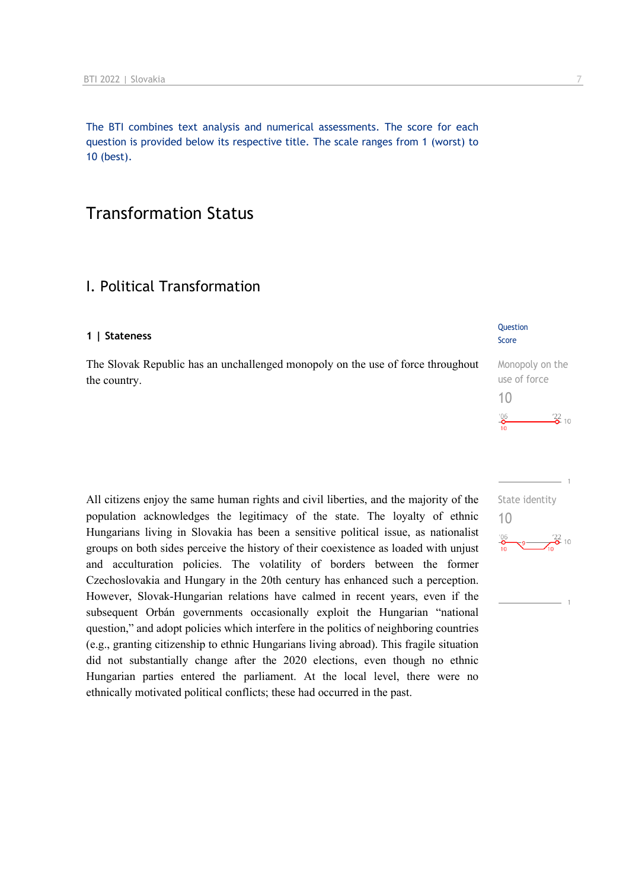The BTI combines text analysis and numerical assessments. The score for each question is provided below its respective title. The scale ranges from 1 (worst) to 10 (best).

# Transformation Status

## I. Political Transformation

### 1 | Stateness

Question Score

The Slovak Republic has an unchallenged monopoly on the use of force throughout the country.

Monopoly on the use of force
10

All citizens enjoy the same human rights and civil liberties, and the majority of the population acknowledges the legitimacy of the state. The loyalty of ethnic Hungarians living in Slovakia has been a sensitive political issue, as nationalist groups on both sides perceive the history of their coexistence as loaded with unjust and acculturation policies. The volatility of borders between the former Czechoslovakia and Hungary in the 20th century has enhanced such a perception. However, Slovak-Hungarian relations have calmed in recent years, even if the subsequent Orbán governments occasionally exploit the Hungarian "national question," and adopt policies which interfere in the politics of neighboring countries (e.g., granting citizenship to ethnic Hungarians living abroad). This fragile situation did not substantially change after the 2020 elections, even though no ethnic Hungarian parties entered the parliament. At the local level, there were no ethnically motivated political conflicts; these had occurred in the past.

State identity
10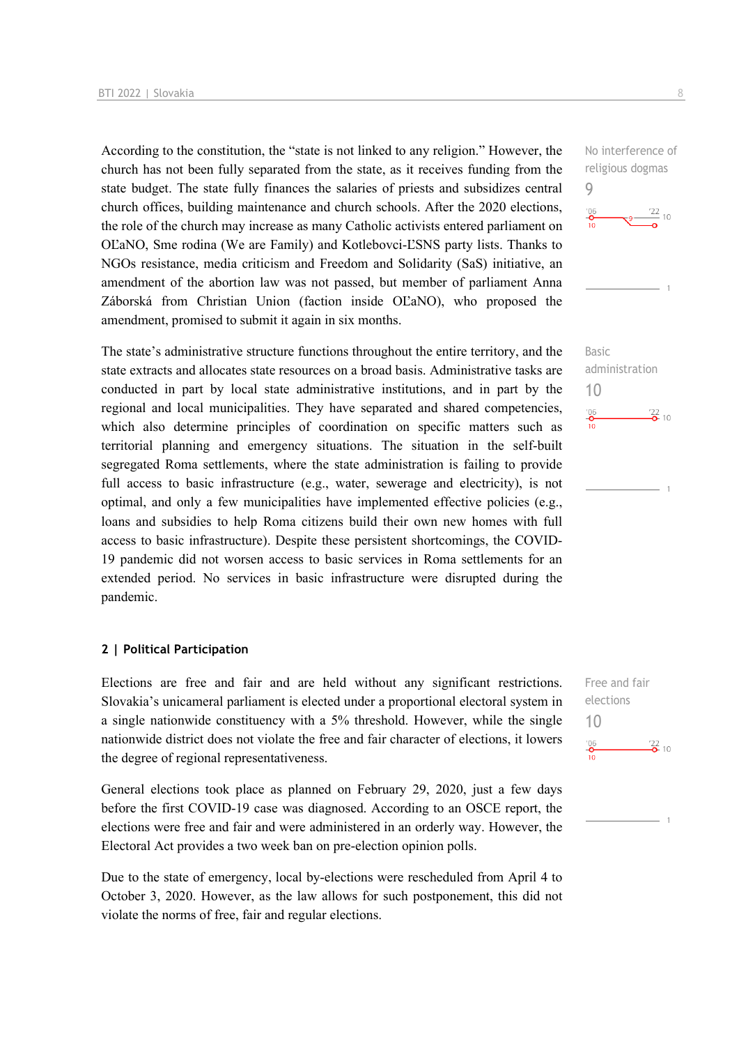According to the constitution, the "state is not linked to any religion." However, the church has not been fully separated from the state, as it receives funding from the state budget. The state fully finances the salaries of priests and subsidizes central church offices, building maintenance and church schools. After the 2020 elections, the role of the church may increase as many Catholic activists entered parliament on OĽaNO, Sme rodina (We are Family) and Kotlebovci-ĽSNS party lists. Thanks to NGOs resistance, media criticism and Freedom and Solidarity (SaS) initiative, an amendment of the abortion law was not passed, but member of parliament Anna Záborská from Christian Union (faction inside OĽaNO), who proposed the amendment, promised to submit it again in six months.

No interference of religious dogmas
9

The state's administrative structure functions throughout the entire territory, and the state extracts and allocates state resources on a broad basis. Administrative tasks are conducted in part by local state administrative institutions, and in part by the regional and local municipalities. They have separated and shared competencies, which also determine principles of coordination on specific matters such as territorial planning and emergency situations. The situation in the self-built segregated Roma settlements, where the state administration is failing to provide full access to basic infrastructure (e.g., water, sewerage and electricity), is not optimal, and only a few municipalities have implemented effective policies (e.g., loans and subsidies to help Roma citizens build their own new homes with full access to basic infrastructure). Despite these persistent shortcomings, the COVID-19 pandemic did not worsen access to basic services in Roma settlements for an extended period. No services in basic infrastructure were disrupted during the pandemic.

Basic administration
10

## 2 | Political Participation

Elections are free and fair and are held without any significant restrictions. Slovakia's unicameral parliament is elected under a proportional electoral system in a single nationwide constituency with a 5% threshold. However, while the single nationwide district does not violate the free and fair character of elections, it lowers the degree of regional representativeness.

Free and fair elections
10

General elections took place as planned on February 29, 2020, just a few days before the first COVID-19 case was diagnosed. According to an OSCE report, the elections were free and fair and were administered in an orderly way. However, the Electoral Act provides a two week ban on pre-election opinion polls.

Due to the state of emergency, local by-elections were rescheduled from April 4 to October 3, 2020. However, as the law allows for such postponement, this did not violate the norms of free, fair and regular elections.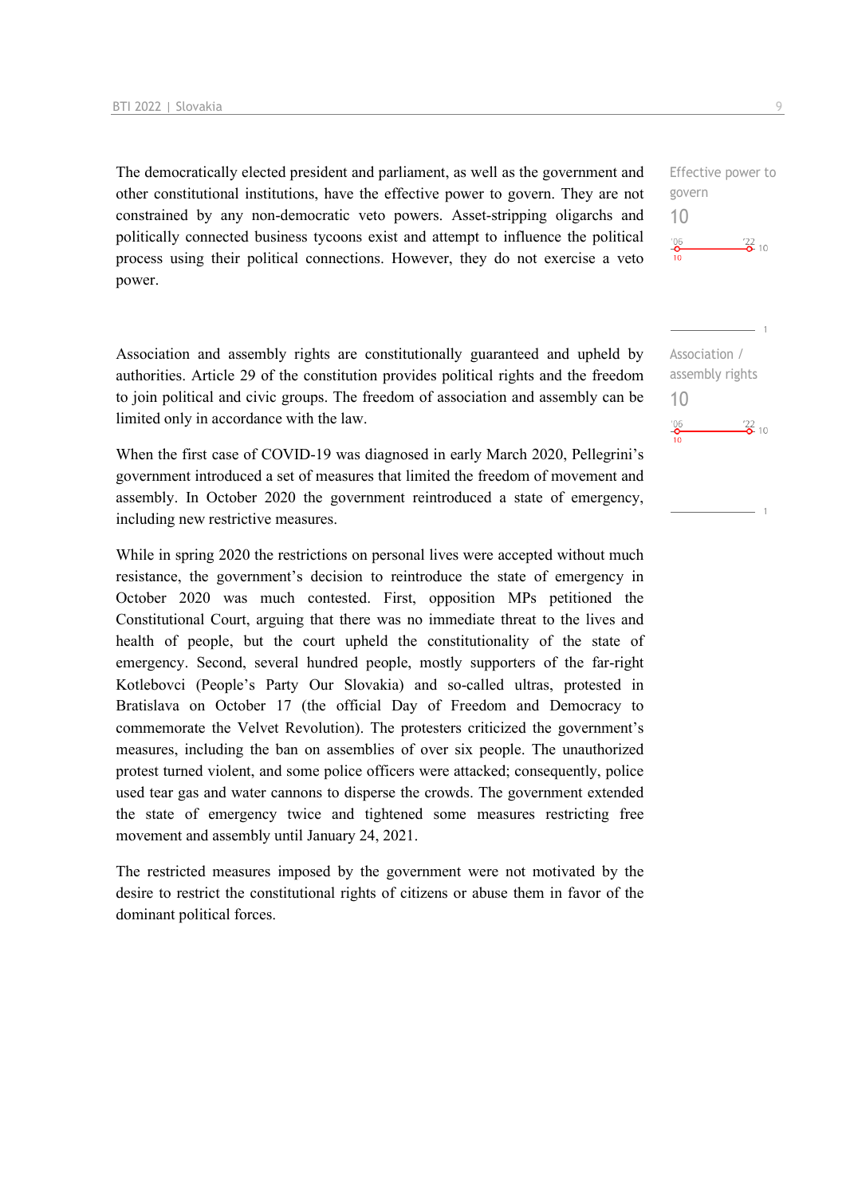The democratically elected president and parliament, as well as the government and other constitutional institutions, have the effective power to govern. They are not constrained by any non-democratic veto powers. Asset-stripping oligarchs and politically connected business tycoons exist and attempt to influence the political process using their political connections. However, they do not exercise a veto power.

Effective power to govern
10

'06: 10 — '22: 10

Association and assembly rights are constitutionally guaranteed and upheld by authorities. Article 29 of the constitution provides political rights and the freedom to join political and civic groups. The freedom of association and assembly can be limited only in accordance with the law.

Association / assembly rights
10

'06: 10 — '22: 10

When the first case of COVID-19 was diagnosed in early March 2020, Pellegrini's government introduced a set of measures that limited the freedom of movement and assembly. In October 2020 the government reintroduced a state of emergency, including new restrictive measures.

While in spring 2020 the restrictions on personal lives were accepted without much resistance, the government's decision to reintroduce the state of emergency in October 2020 was much contested. First, opposition MPs petitioned the Constitutional Court, arguing that there was no immediate threat to the lives and health of people, but the court upheld the constitutionality of the state of emergency. Second, several hundred people, mostly supporters of the far-right Kotlebovci (People's Party Our Slovakia) and so-called ultras, protested in Bratislava on October 17 (the official Day of Freedom and Democracy to commemorate the Velvet Revolution). The protesters criticized the government's measures, including the ban on assemblies of over six people. The unauthorized protest turned violent, and some police officers were attacked; consequently, police used tear gas and water cannons to disperse the crowds. The government extended the state of emergency twice and tightened some measures restricting free movement and assembly until January 24, 2021.

The restricted measures imposed by the government were not motivated by the desire to restrict the constitutional rights of citizens or abuse them in favor of the dominant political forces.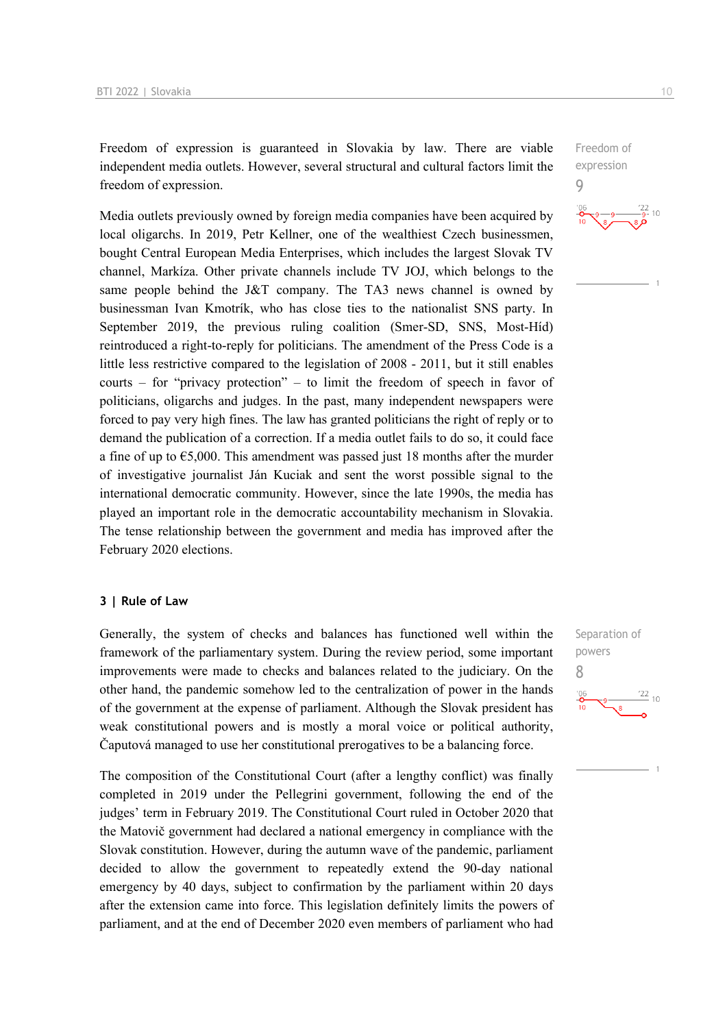Freedom of expression is guaranteed in Slovakia by law. There are viable independent media outlets. However, several structural and cultural factors limit the freedom of expression.

Freedom of expression
9

Media outlets previously owned by foreign media companies have been acquired by local oligarchs. In 2019, Petr Kellner, one of the wealthiest Czech businessmen, bought Central European Media Enterprises, which includes the largest Slovak TV channel, Markíza. Other private channels include TV JOJ, which belongs to the same people behind the J&T company. The TA3 news channel is owned by businessman Ivan Kmotrík, who has close ties to the nationalist SNS party. In September 2019, the previous ruling coalition (Smer-SD, SNS, Most-Híd) reintroduced a right-to-reply for politicians. The amendment of the Press Code is a little less restrictive compared to the legislation of 2008 - 2011, but it still enables courts – for "privacy protection" – to limit the freedom of speech in favor of politicians, oligarchs and judges. In the past, many independent newspapers were forced to pay very high fines. The law has granted politicians the right of reply or to demand the publication of a correction. If a media outlet fails to do so, it could face a fine of up to €5,000. This amendment was passed just 18 months after the murder of investigative journalist Ján Kuciak and sent the worst possible signal to the international democratic community. However, since the late 1990s, the media has played an important role in the democratic accountability mechanism in Slovakia. The tense relationship between the government and media has improved after the February 2020 elections.

## 3 | Rule of Law

Generally, the system of checks and balances has functioned well within the framework of the parliamentary system. During the review period, some important improvements were made to checks and balances related to the judiciary. On the other hand, the pandemic somehow led to the centralization of power in the hands of the government at the expense of parliament. Although the Slovak president has weak constitutional powers and is mostly a moral voice or political authority, Čaputová managed to use her constitutional prerogatives to be a balancing force.

Separation of powers
8

The composition of the Constitutional Court (after a lengthy conflict) was finally completed in 2019 under the Pellegrini government, following the end of the judges' term in February 2019. The Constitutional Court ruled in October 2020 that the Matovič government had declared a national emergency in compliance with the Slovak constitution. However, during the autumn wave of the pandemic, parliament decided to allow the government to repeatedly extend the 90-day national emergency by 40 days, subject to confirmation by the parliament within 20 days after the extension came into force. This legislation definitely limits the powers of parliament, and at the end of December 2020 even members of parliament who had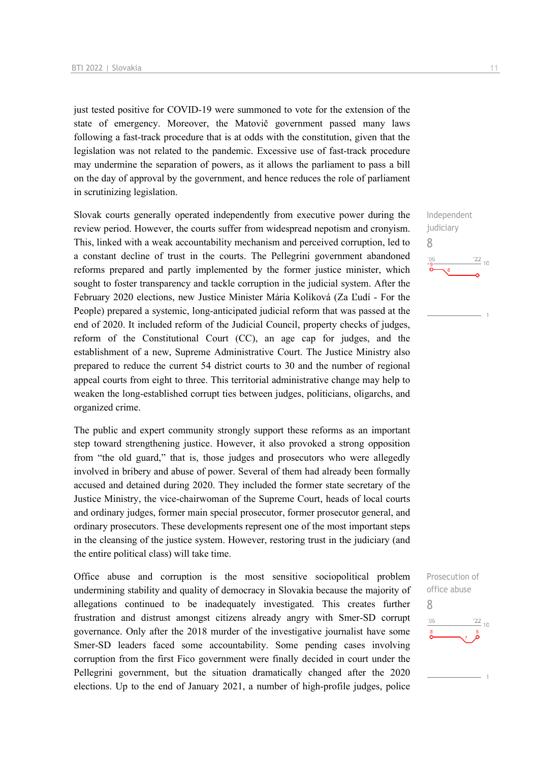just tested positive for COVID-19 were summoned to vote for the extension of the state of emergency. Moreover, the Matovič government passed many laws following a fast-track procedure that is at odds with the constitution, given that the legislation was not related to the pandemic. Excessive use of fast-track procedure may undermine the separation of powers, as it allows the parliament to pass a bill on the day of approval by the government, and hence reduces the role of parliament in scrutinizing legislation.

Independent judiciary
8

Slovak courts generally operated independently from executive power during the review period. However, the courts suffer from widespread nepotism and cronyism. This, linked with a weak accountability mechanism and perceived corruption, led to a constant decline of trust in the courts. The Pellegrini government abandoned reforms prepared and partly implemented by the former justice minister, which sought to foster transparency and tackle corruption in the judicial system. After the February 2020 elections, new Justice Minister Mária Kolíková (Za Ľudí - For the People) prepared a systemic, long-anticipated judicial reform that was passed at the end of 2020. It included reform of the Judicial Council, property checks of judges, reform of the Constitutional Court (CC), an age cap for judges, and the establishment of a new, Supreme Administrative Court. The Justice Ministry also prepared to reduce the current 54 district courts to 30 and the number of regional appeal courts from eight to three. This territorial administrative change may help to weaken the long-established corrupt ties between judges, politicians, oligarchs, and organized crime.

The public and expert community strongly support these reforms as an important step toward strengthening justice. However, it also provoked a strong opposition from "the old guard," that is, those judges and prosecutors who were allegedly involved in bribery and abuse of power. Several of them had already been formally accused and detained during 2020. They included the former state secretary of the Justice Ministry, the vice-chairwoman of the Supreme Court, heads of local courts and ordinary judges, former main special prosecutor, former prosecutor general, and ordinary prosecutors. These developments represent one of the most important steps in the cleansing of the justice system. However, restoring trust in the judiciary (and the entire political class) will take time.

Prosecution of office abuse
8

Office abuse and corruption is the most sensitive sociopolitical problem undermining stability and quality of democracy in Slovakia because the majority of allegations continued to be inadequately investigated. This creates further frustration and distrust amongst citizens already angry with Smer-SD corrupt governance. Only after the 2018 murder of the investigative journalist have some Smer-SD leaders faced some accountability. Some pending cases involving corruption from the first Fico government were finally decided in court under the Pellegrini government, but the situation dramatically changed after the 2020 elections. Up to the end of January 2021, a number of high-profile judges, police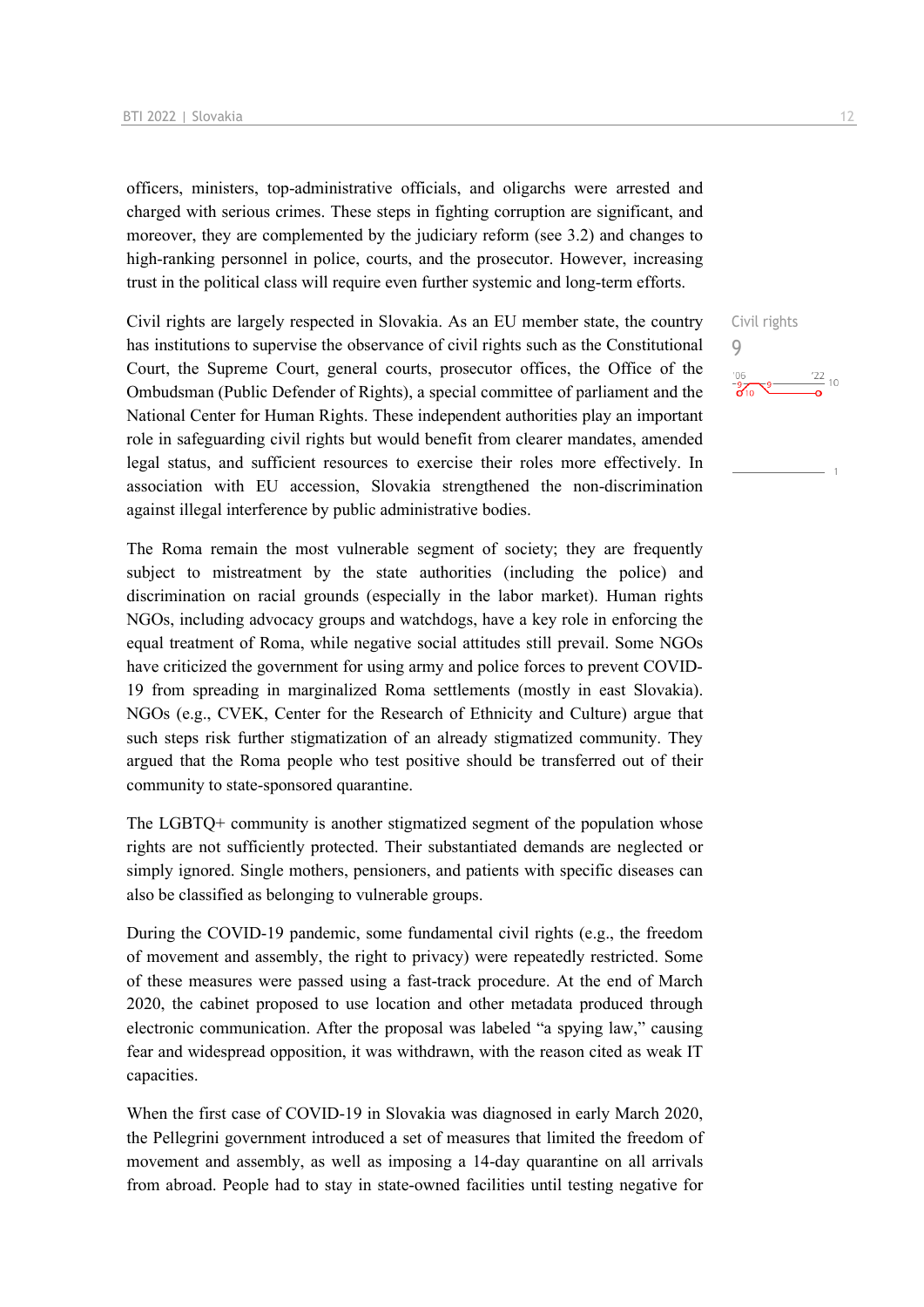officers, ministers, top-administrative officials, and oligarchs were arrested and charged with serious crimes. These steps in fighting corruption are significant, and moreover, they are complemented by the judiciary reform (see 3.2) and changes to high-ranking personnel in police, courts, and the prosecutor. However, increasing trust in the political class will require even further systemic and long-term efforts.

Civil rights
9

Civil rights are largely respected in Slovakia. As an EU member state, the country has institutions to supervise the observance of civil rights such as the Constitutional Court, the Supreme Court, general courts, prosecutor offices, the Office of the Ombudsman (Public Defender of Rights), a special committee of parliament and the National Center for Human Rights. These independent authorities play an important role in safeguarding civil rights but would benefit from clearer mandates, amended legal status, and sufficient resources to exercise their roles more effectively. In association with EU accession, Slovakia strengthened the non-discrimination against illegal interference by public administrative bodies.

The Roma remain the most vulnerable segment of society; they are frequently subject to mistreatment by the state authorities (including the police) and discrimination on racial grounds (especially in the labor market). Human rights NGOs, including advocacy groups and watchdogs, have a key role in enforcing the equal treatment of Roma, while negative social attitudes still prevail. Some NGOs have criticized the government for using army and police forces to prevent COVID-19 from spreading in marginalized Roma settlements (mostly in east Slovakia). NGOs (e.g., CVEK, Center for the Research of Ethnicity and Culture) argue that such steps risk further stigmatization of an already stigmatized community. They argued that the Roma people who test positive should be transferred out of their community to state-sponsored quarantine.

The LGBTQ+ community is another stigmatized segment of the population whose rights are not sufficiently protected. Their substantiated demands are neglected or simply ignored. Single mothers, pensioners, and patients with specific diseases can also be classified as belonging to vulnerable groups.

During the COVID-19 pandemic, some fundamental civil rights (e.g., the freedom of movement and assembly, the right to privacy) were repeatedly restricted. Some of these measures were passed using a fast-track procedure. At the end of March 2020, the cabinet proposed to use location and other metadata produced through electronic communication. After the proposal was labeled "a spying law," causing fear and widespread opposition, it was withdrawn, with the reason cited as weak IT capacities.

When the first case of COVID-19 in Slovakia was diagnosed in early March 2020, the Pellegrini government introduced a set of measures that limited the freedom of movement and assembly, as well as imposing a 14-day quarantine on all arrivals from abroad. People had to stay in state-owned facilities until testing negative for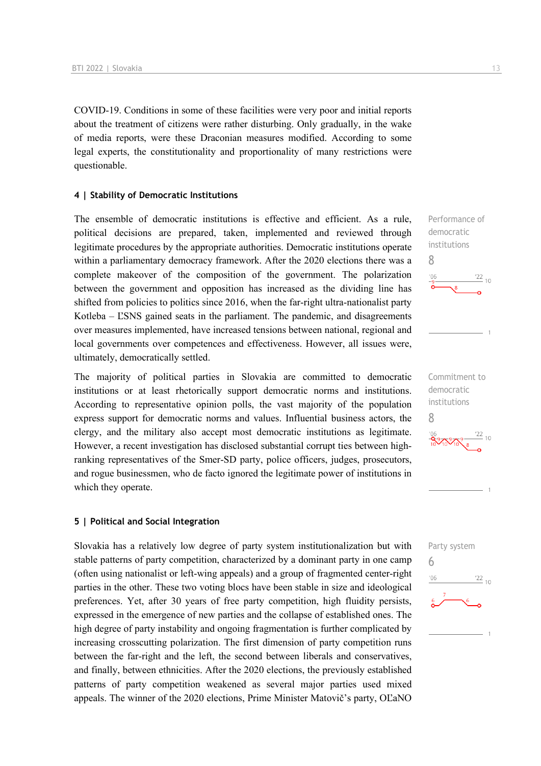COVID-19. Conditions in some of these facilities were very poor and initial reports about the treatment of citizens were rather disturbing. Only gradually, in the wake of media reports, were these Draconian measures modified. According to some legal experts, the constitutionality and proportionality of many restrictions were questionable.

#### 4 | Stability of Democratic Institutions

The ensemble of democratic institutions is effective and efficient. As a rule, political decisions are prepared, taken, implemented and reviewed through legitimate procedures by the appropriate authorities. Democratic institutions operate within a parliamentary democracy framework. After the 2020 elections there was a complete makeover of the composition of the government. The polarization between the government and opposition has increased as the dividing line has shifted from policies to politics since 2016, when the far-right ultra-nationalist party Kotleba – ĽSNS gained seats in the parliament. The pandemic, and disagreements over measures implemented, have increased tensions between national, regional and local governments over competences and effectiveness. However, all issues were, ultimately, democratically settled.

Performance of democratic institutions
8

The majority of political parties in Slovakia are committed to democratic institutions or at least rhetorically support democratic norms and institutions. According to representative opinion polls, the vast majority of the population express support for democratic norms and values. Influential business actors, the clergy, and the military also accept most democratic institutions as legitimate. However, a recent investigation has disclosed substantial corrupt ties between high-ranking representatives of the Smer-SD party, police officers, judges, prosecutors, and rogue businessmen, who de facto ignored the legitimate power of institutions in which they operate.

Commitment to democratic institutions
8

#### 5 | Political and Social Integration

Slovakia has a relatively low degree of party system institutionalization but with stable patterns of party competition, characterized by a dominant party in one camp (often using nationalist or left-wing appeals) and a group of fragmented center-right parties in the other. These two voting blocs have been stable in size and ideological preferences. Yet, after 30 years of free party competition, high fluidity persists, expressed in the emergence of new parties and the collapse of established ones. The high degree of party instability and ongoing fragmentation is further complicated by increasing crosscutting polarization. The first dimension of party competition runs between the far-right and the left, the second between liberals and conservatives, and finally, between ethnicities. After the 2020 elections, the previously established patterns of party competition weakened as several major parties used mixed appeals. The winner of the 2020 elections, Prime Minister Matovič's party, OĽaNO

Party system
6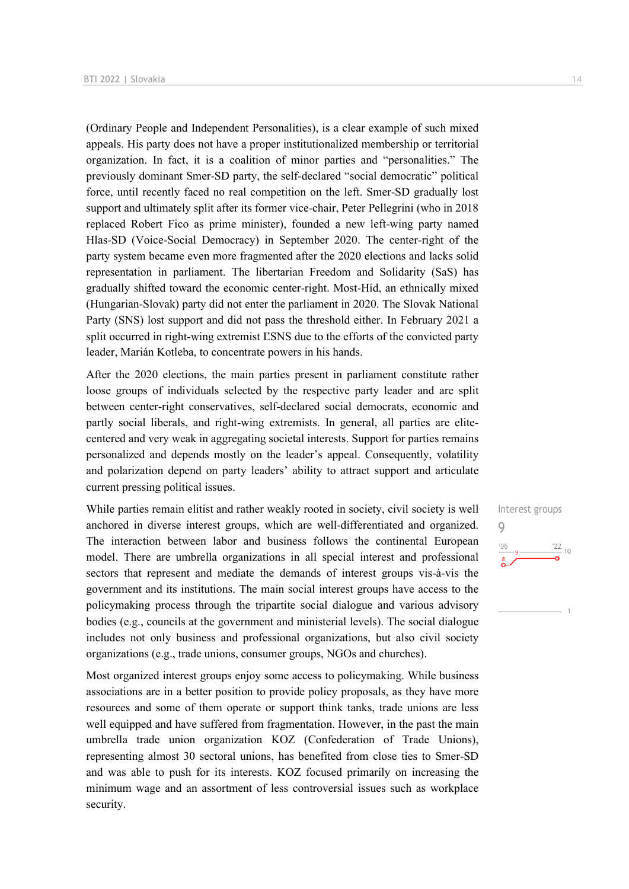(Ordinary People and Independent Personalities), is a clear example of such mixed appeals. His party does not have a proper institutionalized membership or territorial organization. In fact, it is a coalition of minor parties and "personalities." The previously dominant Smer-SD party, the self-declared "social democratic" political force, until recently faced no real competition on the left. Smer-SD gradually lost support and ultimately split after its former vice-chair, Peter Pellegrini (who in 2018 replaced Robert Fico as prime minister), founded a new left-wing party named Hlas-SD (Voice-Social Democracy) in September 2020. The center-right of the party system became even more fragmented after the 2020 elections and lacks solid representation in parliament. The libertarian Freedom and Solidarity (SaS) has gradually shifted toward the economic center-right. Most-Híd, an ethnically mixed (Hungarian-Slovak) party did not enter the parliament in 2020. The Slovak National Party (SNS) lost support and did not pass the threshold either. In February 2021 a split occurred in right-wing extremist ĽSNS due to the efforts of the convicted party leader, Marián Kotleba, to concentrate powers in his hands.

After the 2020 elections, the main parties present in parliament constitute rather loose groups of individuals selected by the respective party leader and are split between center-right conservatives, self-declared social democrats, economic and partly social liberals, and right-wing extremists. In general, all parties are elite-centered and very weak in aggregating societal interests. Support for parties remains personalized and depends mostly on the leader's appeal. Consequently, volatility and polarization depend on party leaders' ability to attract support and articulate current pressing political issues.

Interest groups
9

While parties remain elitist and rather weakly rooted in society, civil society is well anchored in diverse interest groups, which are well-differentiated and organized. The interaction between labor and business follows the continental European model. There are umbrella organizations in all special interest and professional sectors that represent and mediate the demands of interest groups vis-à-vis the government and its institutions. The main social interest groups have access to the policymaking process through the tripartite social dialogue and various advisory bodies (e.g., councils at the government and ministerial levels). The social dialogue includes not only business and professional organizations, but also civil society organizations (e.g., trade unions, consumer groups, NGOs and churches).

Most organized interest groups enjoy some access to policymaking. While business associations are in a better position to provide policy proposals, as they have more resources and some of them operate or support think tanks, trade unions are less well equipped and have suffered from fragmentation. However, in the past the main umbrella trade union organization KOZ (Confederation of Trade Unions), representing almost 30 sectoral unions, has benefited from close ties to Smer-SD and was able to push for its interests. KOZ focused primarily on increasing the minimum wage and an assortment of less controversial issues such as workplace security.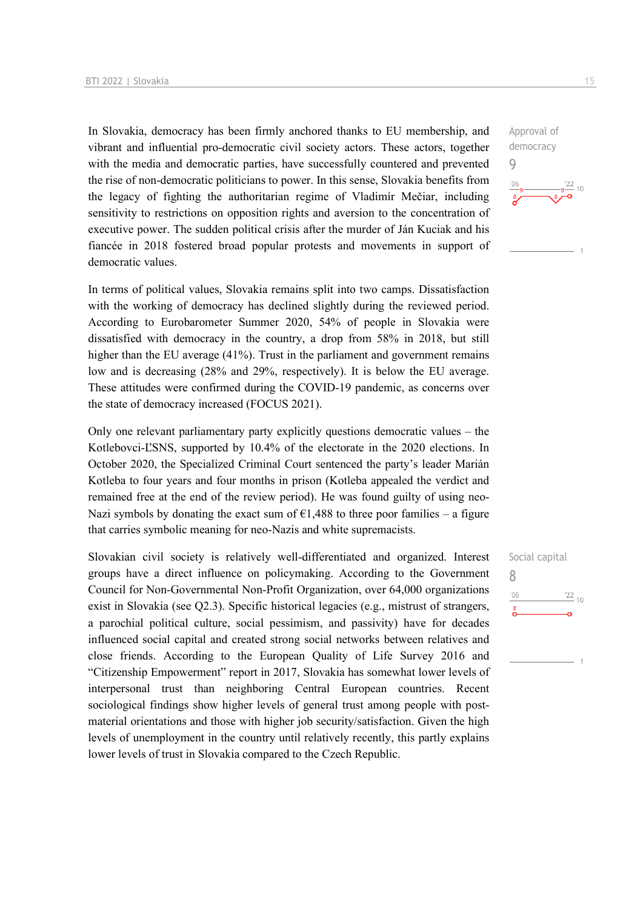In Slovakia, democracy has been firmly anchored thanks to EU membership, and vibrant and influential pro-democratic civil society actors. These actors, together with the media and democratic parties, have successfully countered and prevented the rise of non-democratic politicians to power. In this sense, Slovakia benefits from the legacy of fighting the authoritarian regime of Vladimír Mečiar, including sensitivity to restrictions on opposition rights and aversion to the concentration of executive power. The sudden political crisis after the murder of Ján Kuciak and his fiancée in 2018 fostered broad popular protests and movements in support of democratic values.

Approval of democracy
9

In terms of political values, Slovakia remains split into two camps. Dissatisfaction with the working of democracy has declined slightly during the reviewed period. According to Eurobarometer Summer 2020, 54% of people in Slovakia were dissatisfied with democracy in the country, a drop from 58% in 2018, but still higher than the EU average (41%). Trust in the parliament and government remains low and is decreasing (28% and 29%, respectively). It is below the EU average. These attitudes were confirmed during the COVID-19 pandemic, as concerns over the state of democracy increased (FOCUS 2021).

Only one relevant parliamentary party explicitly questions democratic values – the Kotlebovci-ĽSNS, supported by 10.4% of the electorate in the 2020 elections. In October 2020, the Specialized Criminal Court sentenced the party's leader Marián Kotleba to four years and four months in prison (Kotleba appealed the verdict and remained free at the end of the review period). He was found guilty of using neo-Nazi symbols by donating the exact sum of €1,488 to three poor families – a figure that carries symbolic meaning for neo-Nazis and white supremacists.

Slovakian civil society is relatively well-differentiated and organized. Interest groups have a direct influence on policymaking. According to the Government Council for Non-Governmental Non-Profit Organization, over 64,000 organizations exist in Slovakia (see Q2.3). Specific historical legacies (e.g., mistrust of strangers, a parochial political culture, social pessimism, and passivity) have for decades influenced social capital and created strong social networks between relatives and close friends. According to the European Quality of Life Survey 2016 and "Citizenship Empowerment" report in 2017, Slovakia has somewhat lower levels of interpersonal trust than neighboring Central European countries. Recent sociological findings show higher levels of general trust among people with post-material orientations and those with higher job security/satisfaction. Given the high levels of unemployment in the country until relatively recently, this partly explains lower levels of trust in Slovakia compared to the Czech Republic.

Social capital
8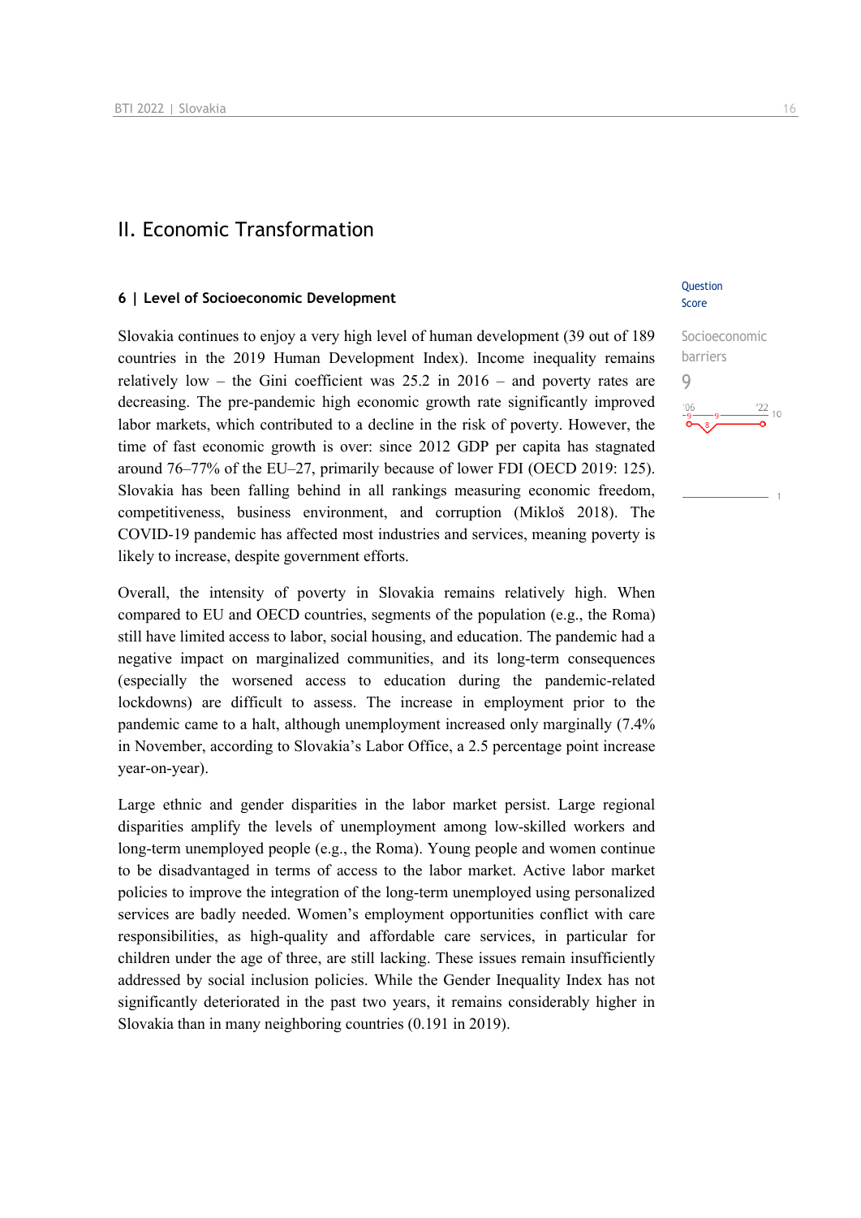# II. Economic Transformation

## 6 | Level of Socioeconomic Development

Question Score

Socioeconomic barriers

9

Slovakia continues to enjoy a very high level of human development (39 out of 189 countries in the 2019 Human Development Index). Income inequality remains relatively low – the Gini coefficient was 25.2 in 2016 – and poverty rates are decreasing. The pre-pandemic high economic growth rate significantly improved labor markets, which contributed to a decline in the risk of poverty. However, the time of fast economic growth is over: since 2012 GDP per capita has stagnated around 76–77% of the EU–27, primarily because of lower FDI (OECD 2019: 125). Slovakia has been falling behind in all rankings measuring economic freedom, competitiveness, business environment, and corruption (Mikloš 2018). The COVID-19 pandemic has affected most industries and services, meaning poverty is likely to increase, despite government efforts.

Overall, the intensity of poverty in Slovakia remains relatively high. When compared to EU and OECD countries, segments of the population (e.g., the Roma) still have limited access to labor, social housing, and education. The pandemic had a negative impact on marginalized communities, and its long-term consequences (especially the worsened access to education during the pandemic-related lockdowns) are difficult to assess. The increase in employment prior to the pandemic came to a halt, although unemployment increased only marginally (7.4% in November, according to Slovakia's Labor Office, a 2.5 percentage point increase year-on-year).

Large ethnic and gender disparities in the labor market persist. Large regional disparities amplify the levels of unemployment among low-skilled workers and long-term unemployed people (e.g., the Roma). Young people and women continue to be disadvantaged in terms of access to the labor market. Active labor market policies to improve the integration of the long-term unemployed using personalized services are badly needed. Women's employment opportunities conflict with care responsibilities, as high-quality and affordable care services, in particular for children under the age of three, are still lacking. These issues remain insufficiently addressed by social inclusion policies. While the Gender Inequality Index has not significantly deteriorated in the past two years, it remains considerably higher in Slovakia than in many neighboring countries (0.191 in 2019).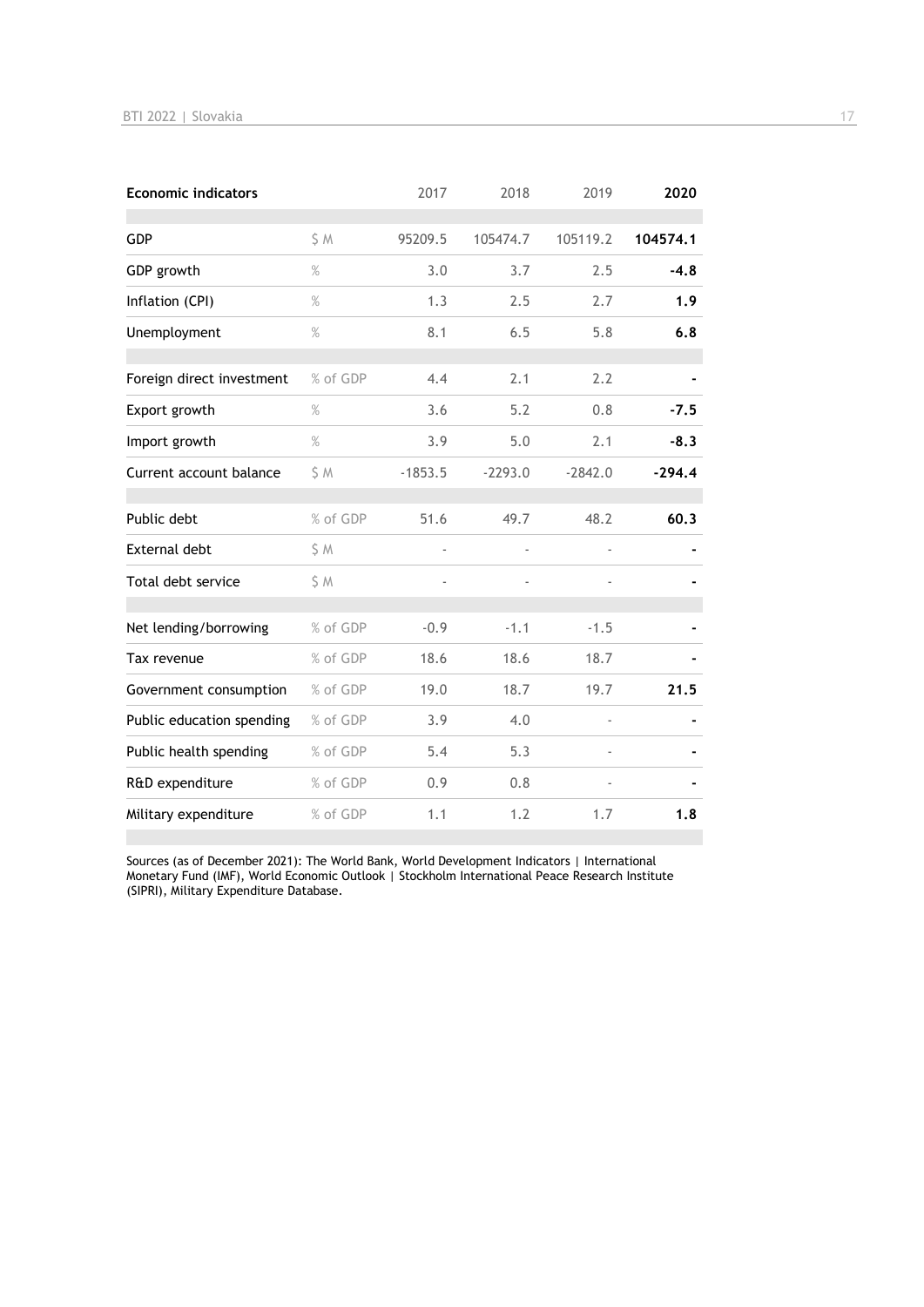| Economic indicators | | 2017 | 2018 | 2019 | 2020 |
|---|---|---|---|---|---|
| GDP | $ M | 95209.5 | 105474.7 | 105119.2 | **104574.1** |
| GDP growth | % | 3.0 | 3.7 | 2.5 | **-4.8** |
| Inflation (CPI) | % | 1.3 | 2.5 | 2.7 | **1.9** |
| Unemployment | % | 8.1 | 6.5 | 5.8 | **6.8** |
| Foreign direct investment | % of GDP | 4.4 | 2.1 | 2.2 | **-** |
| Export growth | % | 3.6 | 5.2 | 0.8 | **-7.5** |
| Import growth | % | 3.9 | 5.0 | 2.1 | **-8.3** |
| Current account balance | $ M | -1853.5 | -2293.0 | -2842.0 | **-294.4** |
| Public debt | % of GDP | 51.6 | 49.7 | 48.2 | **60.3** |
| External debt | $ M | - | - | - | **-** |
| Total debt service | $ M | - | - | - | **-** |
| Net lending/borrowing | % of GDP | -0.9 | -1.1 | -1.5 | **-** |
| Tax revenue | % of GDP | 18.6 | 18.6 | 18.7 | **-** |
| Government consumption | % of GDP | 19.0 | 18.7 | 19.7 | **21.5** |
| Public education spending | % of GDP | 3.9 | 4.0 | - | **-** |
| Public health spending | % of GDP | 5.4 | 5.3 | - | **-** |
| R&D expenditure | % of GDP | 0.9 | 0.8 | - | **-** |
| Military expenditure | % of GDP | 1.1 | 1.2 | 1.7 | **1.8** |

Sources (as of December 2021): The World Bank, World Development Indicators | International Monetary Fund (IMF), World Economic Outlook | Stockholm International Peace Research Institute (SIPRI), Military Expenditure Database.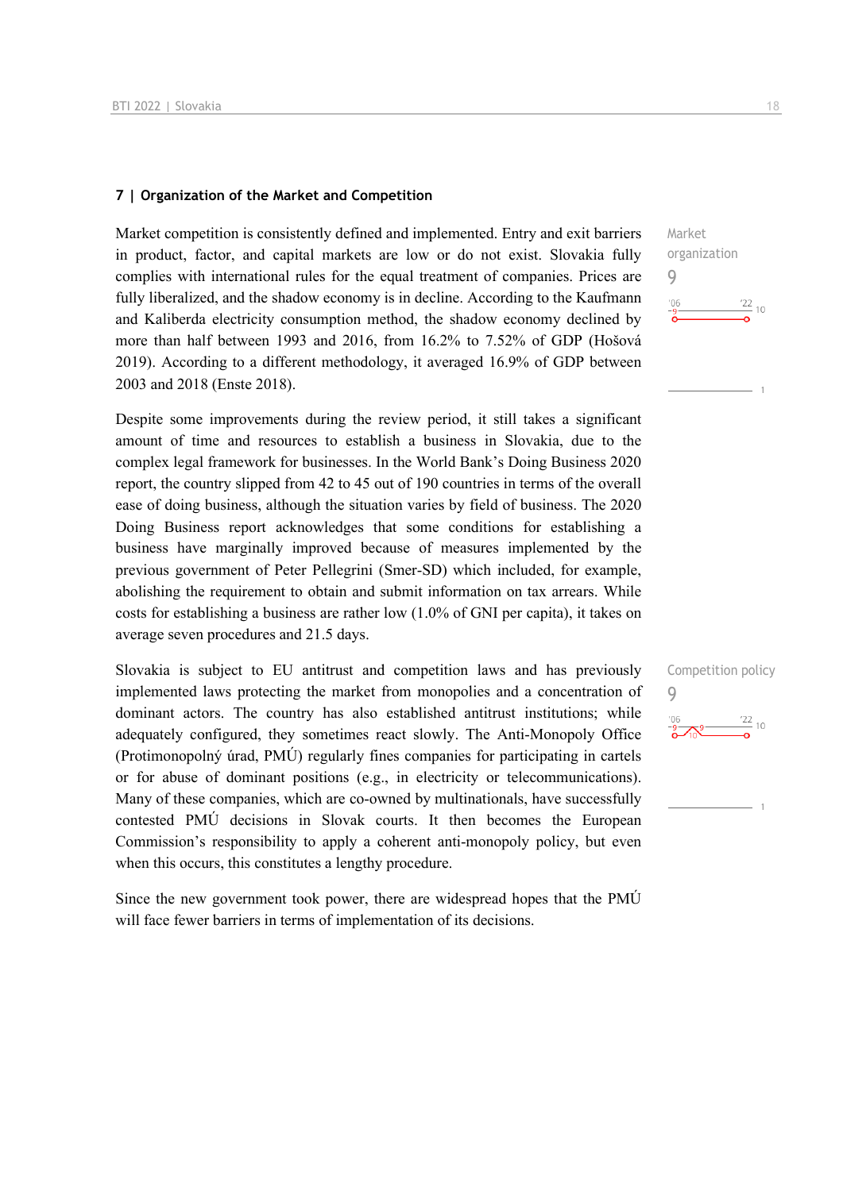## 7 | Organization of the Market and Competition

Market organization
9

Market competition is consistently defined and implemented. Entry and exit barriers in product, factor, and capital markets are low or do not exist. Slovakia fully complies with international rules for the equal treatment of companies. Prices are fully liberalized, and the shadow economy is in decline. According to the Kaufmann and Kaliberda electricity consumption method, the shadow economy declined by more than half between 1993 and 2016, from 16.2% to 7.52% of GDP (Hošová 2019). According to a different methodology, it averaged 16.9% of GDP between 2003 and 2018 (Enste 2018).

Despite some improvements during the review period, it still takes a significant amount of time and resources to establish a business in Slovakia, due to the complex legal framework for businesses. In the World Bank's Doing Business 2020 report, the country slipped from 42 to 45 out of 190 countries in terms of the overall ease of doing business, although the situation varies by field of business. The 2020 Doing Business report acknowledges that some conditions for establishing a business have marginally improved because of measures implemented by the previous government of Peter Pellegrini (Smer-SD) which included, for example, abolishing the requirement to obtain and submit information on tax arrears. While costs for establishing a business are rather low (1.0% of GNI per capita), it takes on average seven procedures and 21.5 days.

Competition policy
9

Slovakia is subject to EU antitrust and competition laws and has previously implemented laws protecting the market from monopolies and a concentration of dominant actors. The country has also established antitrust institutions; while adequately configured, they sometimes react slowly. The Anti-Monopoly Office (Protimonopolný úrad, PMÚ) regularly fines companies for participating in cartels or for abuse of dominant positions (e.g., in electricity or telecommunications). Many of these companies, which are co-owned by multinationals, have successfully contested PMÚ decisions in Slovak courts. It then becomes the European Commission's responsibility to apply a coherent anti-monopoly policy, but even when this occurs, this constitutes a lengthy procedure.

Since the new government took power, there are widespread hopes that the PMÚ will face fewer barriers in terms of implementation of its decisions.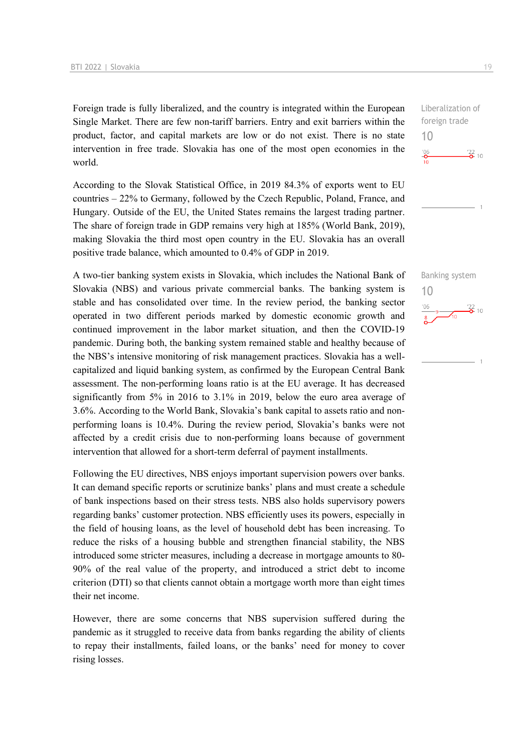Foreign trade is fully liberalized, and the country is integrated within the European Single Market. There are few non-tariff barriers. Entry and exit barriers within the product, factor, and capital markets are low or do not exist. There is no state intervention in free trade. Slovakia has one of the most open economies in the world.

Liberalization of foreign trade
10

According to the Slovak Statistical Office, in 2019 84.3% of exports went to EU countries – 22% to Germany, followed by the Czech Republic, Poland, France, and Hungary. Outside of the EU, the United States remains the largest trading partner. The share of foreign trade in GDP remains very high at 185% (World Bank, 2019), making Slovakia the third most open country in the EU. Slovakia has an overall positive trade balance, which amounted to 0.4% of GDP in 2019.

A two-tier banking system exists in Slovakia, which includes the National Bank of Slovakia (NBS) and various private commercial banks. The banking system is stable and has consolidated over time. In the review period, the banking sector operated in two different periods marked by domestic economic growth and continued improvement in the labor market situation, and then the COVID-19 pandemic. During both, the banking system remained stable and healthy because of the NBS's intensive monitoring of risk management practices. Slovakia has a well-capitalized and liquid banking system, as confirmed by the European Central Bank assessment. The non-performing loans ratio is at the EU average. It has decreased significantly from 5% in 2016 to 3.1% in 2019, below the euro area average of 3.6%. According to the World Bank, Slovakia's bank capital to assets ratio and non-performing loans is 10.4%. During the review period, Slovakia's banks were not affected by a credit crisis due to non-performing loans because of government intervention that allowed for a short-term deferral of payment installments.

Banking system
10

Following the EU directives, NBS enjoys important supervision powers over banks. It can demand specific reports or scrutinize banks' plans and must create a schedule of bank inspections based on their stress tests. NBS also holds supervisory powers regarding banks' customer protection. NBS efficiently uses its powers, especially in the field of housing loans, as the level of household debt has been increasing. To reduce the risks of a housing bubble and strengthen financial stability, the NBS introduced some stricter measures, including a decrease in mortgage amounts to 80-90% of the real value of the property, and introduced a strict debt to income criterion (DTI) so that clients cannot obtain a mortgage worth more than eight times their net income.

However, there are some concerns that NBS supervision suffered during the pandemic as it struggled to receive data from banks regarding the ability of clients to repay their installments, failed loans, or the banks' need for money to cover rising losses.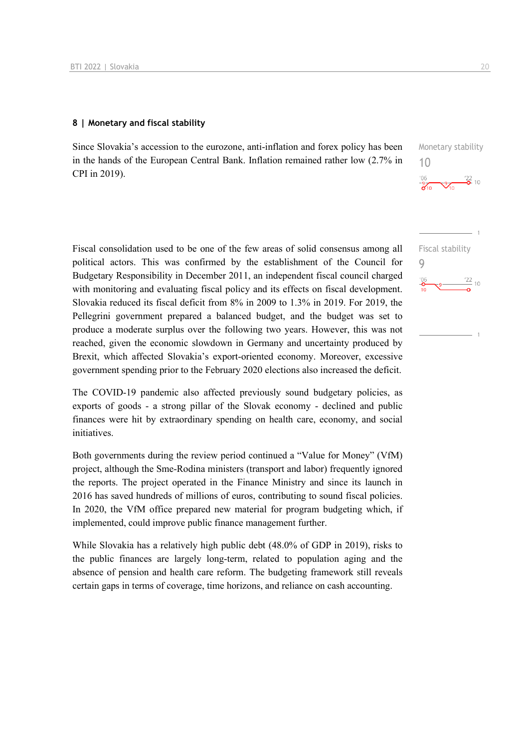## 8 | Monetary and fiscal stability

Since Slovakia's accession to the eurozone, anti-inflation and forex policy has been in the hands of the European Central Bank. Inflation remained rather low (2.7% in CPI in 2019).

Monetary stability
10

Fiscal consolidation used to be one of the few areas of solid consensus among all political actors. This was confirmed by the establishment of the Council for Budgetary Responsibility in December 2011, an independent fiscal council charged with monitoring and evaluating fiscal policy and its effects on fiscal development. Slovakia reduced its fiscal deficit from 8% in 2009 to 1.3% in 2019. For 2019, the Pellegrini government prepared a balanced budget, and the budget was set to produce a moderate surplus over the following two years. However, this was not reached, given the economic slowdown in Germany and uncertainty produced by Brexit, which affected Slovakia's export-oriented economy. Moreover, excessive government spending prior to the February 2020 elections also increased the deficit.

Fiscal stability
9

The COVID-19 pandemic also affected previously sound budgetary policies, as exports of goods - a strong pillar of the Slovak economy - declined and public finances were hit by extraordinary spending on health care, economy, and social initiatives.

Both governments during the review period continued a "Value for Money" (VfM) project, although the Sme-Rodina ministers (transport and labor) frequently ignored the reports. The project operated in the Finance Ministry and since its launch in 2016 has saved hundreds of millions of euros, contributing to sound fiscal policies. In 2020, the VfM office prepared new material for program budgeting which, if implemented, could improve public finance management further.

While Slovakia has a relatively high public debt (48.0% of GDP in 2019), risks to the public finances are largely long-term, related to population aging and the absence of pension and health care reform. The budgeting framework still reveals certain gaps in terms of coverage, time horizons, and reliance on cash accounting.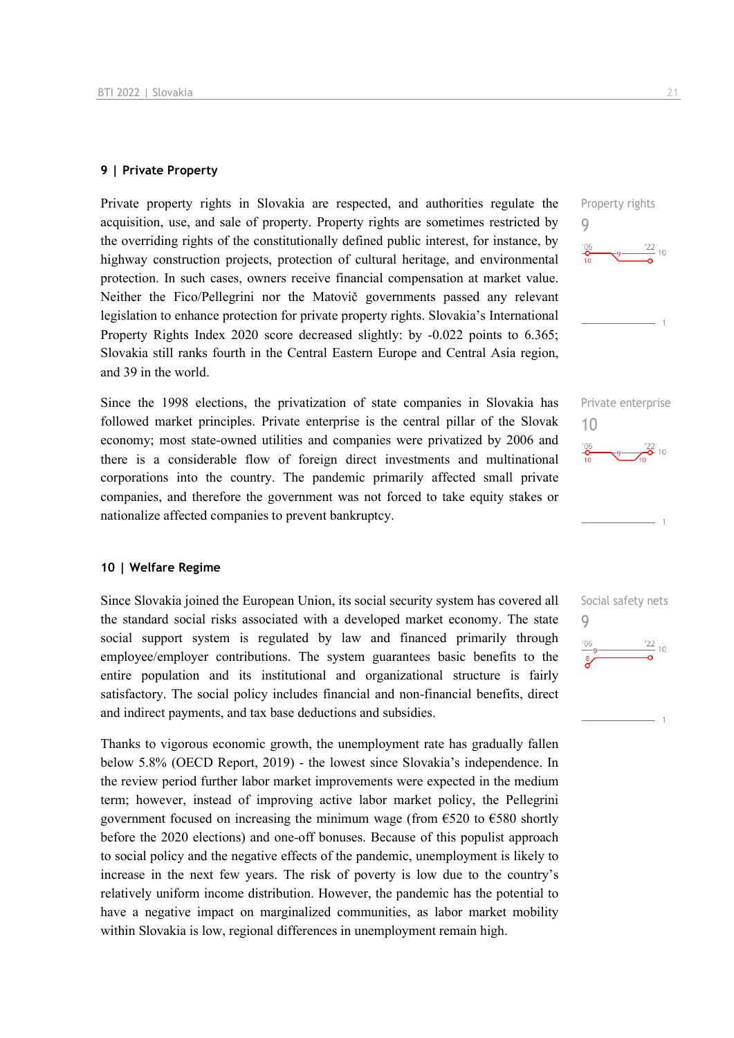## 9 | Private Property

Property rights

9

Private property rights in Slovakia are respected, and authorities regulate the acquisition, use, and sale of property. Property rights are sometimes restricted by the overriding rights of the constitutionally defined public interest, for instance, by highway construction projects, protection of cultural heritage, and environmental protection. In such cases, owners receive financial compensation at market value. Neither the Fico/Pellegrini nor the Matovič governments passed any relevant legislation to enhance protection for private property rights. Slovakia's International Property Rights Index 2020 score decreased slightly: by -0.022 points to 6.365; Slovakia still ranks fourth in the Central Eastern Europe and Central Asia region, and 39 in the world.

Private enterprise

10

Since the 1998 elections, the privatization of state companies in Slovakia has followed market principles. Private enterprise is the central pillar of the Slovak economy; most state-owned utilities and companies were privatized by 2006 and there is a considerable flow of foreign direct investments and multinational corporations into the country. The pandemic primarily affected small private companies, and therefore the government was not forced to take equity stakes or nationalize affected companies to prevent bankruptcy.

## 10 | Welfare Regime

Social safety nets

9

Since Slovakia joined the European Union, its social security system has covered all the standard social risks associated with a developed market economy. The state social support system is regulated by law and financed primarily through employee/employer contributions. The system guarantees basic benefits to the entire population and its institutional and organizational structure is fairly satisfactory. The social policy includes financial and non-financial benefits, direct and indirect payments, and tax base deductions and subsidies.

Thanks to vigorous economic growth, the unemployment rate has gradually fallen below 5.8% (OECD Report, 2019) - the lowest since Slovakia's independence. In the review period further labor market improvements were expected in the medium term; however, instead of improving active labor market policy, the Pellegrini government focused on increasing the minimum wage (from €520 to €580 shortly before the 2020 elections) and one-off bonuses. Because of this populist approach to social policy and the negative effects of the pandemic, unemployment is likely to increase in the next few years. The risk of poverty is low due to the country's relatively uniform income distribution. However, the pandemic has the potential to have a negative impact on marginalized communities, as labor market mobility within Slovakia is low, regional differences in unemployment remain high.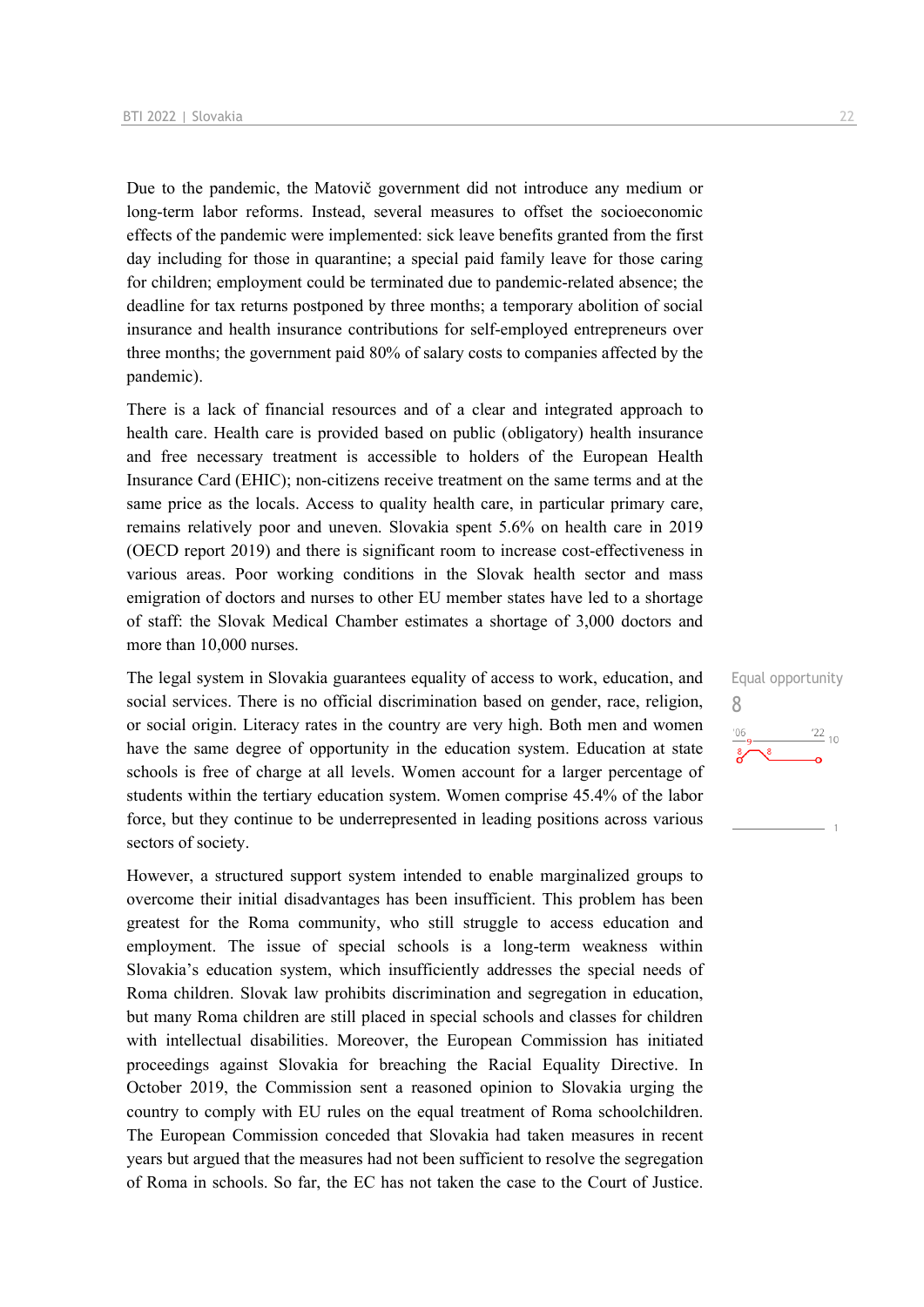Due to the pandemic, the Matovič government did not introduce any medium or long-term labor reforms. Instead, several measures to offset the socioeconomic effects of the pandemic were implemented: sick leave benefits granted from the first day including for those in quarantine; a special paid family leave for those caring for children; employment could be terminated due to pandemic-related absence; the deadline for tax returns postponed by three months; a temporary abolition of social insurance and health insurance contributions for self-employed entrepreneurs over three months; the government paid 80% of salary costs to companies affected by the pandemic).

There is a lack of financial resources and of a clear and integrated approach to health care. Health care is provided based on public (obligatory) health insurance and free necessary treatment is accessible to holders of the European Health Insurance Card (EHIC); non-citizens receive treatment on the same terms and at the same price as the locals. Access to quality health care, in particular primary care, remains relatively poor and uneven. Slovakia spent 5.6% on health care in 2019 (OECD report 2019) and there is significant room to increase cost-effectiveness in various areas. Poor working conditions in the Slovak health sector and mass emigration of doctors and nurses to other EU member states have led to a shortage of staff: the Slovak Medical Chamber estimates a shortage of 3,000 doctors and more than 10,000 nurses.

Equal opportunity
8

The legal system in Slovakia guarantees equality of access to work, education, and social services. There is no official discrimination based on gender, race, religion, or social origin. Literacy rates in the country are very high. Both men and women have the same degree of opportunity in the education system. Education at state schools is free of charge at all levels. Women account for a larger percentage of students within the tertiary education system. Women comprise 45.4% of the labor force, but they continue to be underrepresented in leading positions across various sectors of society.

However, a structured support system intended to enable marginalized groups to overcome their initial disadvantages has been insufficient. This problem has been greatest for the Roma community, who still struggle to access education and employment. The issue of special schools is a long-term weakness within Slovakia's education system, which insufficiently addresses the special needs of Roma children. Slovak law prohibits discrimination and segregation in education, but many Roma children are still placed in special schools and classes for children with intellectual disabilities. Moreover, the European Commission has initiated proceedings against Slovakia for breaching the Racial Equality Directive. In October 2019, the Commission sent a reasoned opinion to Slovakia urging the country to comply with EU rules on the equal treatment of Roma schoolchildren. The European Commission conceded that Slovakia had taken measures in recent years but argued that the measures had not been sufficient to resolve the segregation of Roma in schools. So far, the EC has not taken the case to the Court of Justice.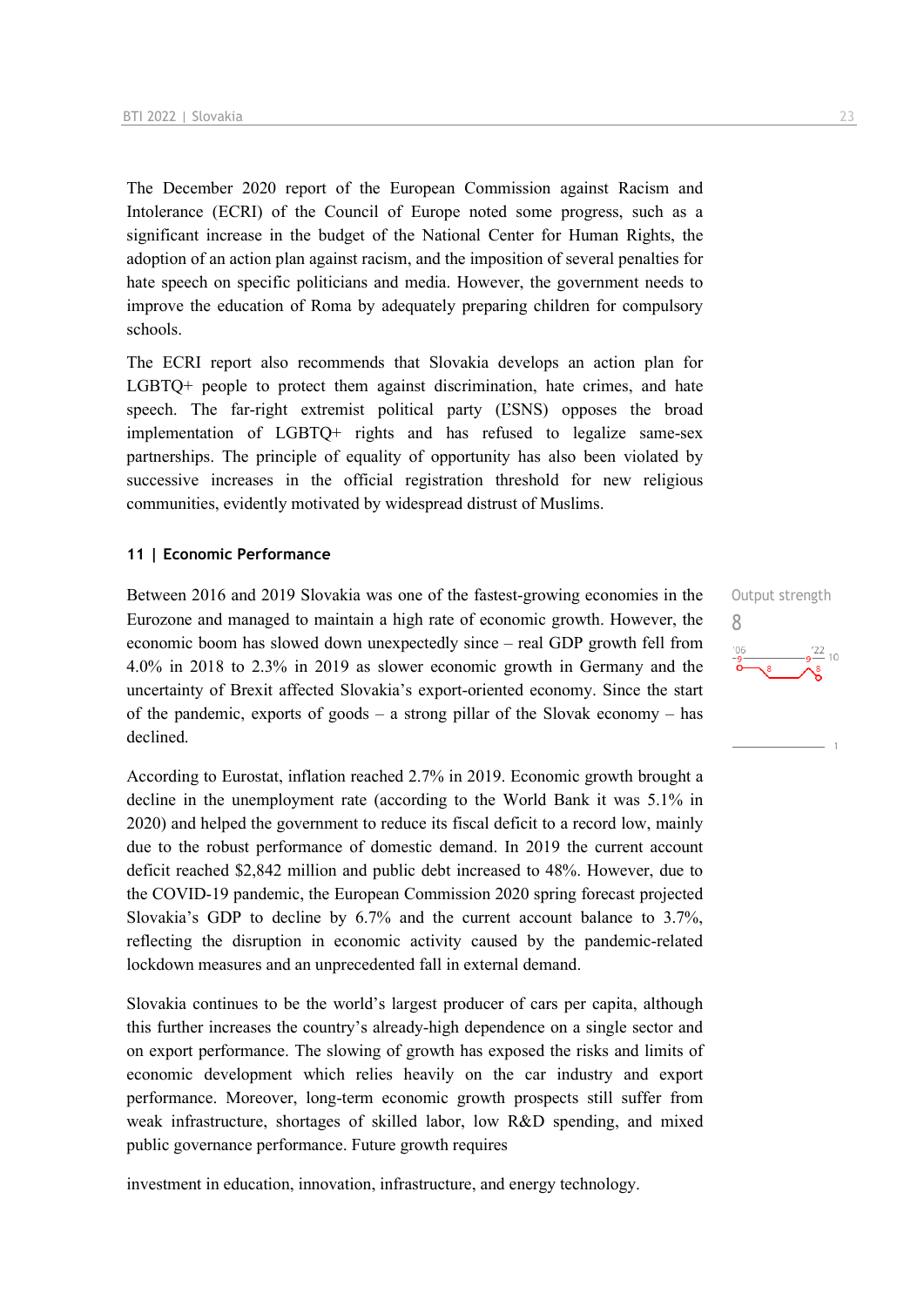The December 2020 report of the European Commission against Racism and Intolerance (ECRI) of the Council of Europe noted some progress, such as a significant increase in the budget of the National Center for Human Rights, the adoption of an action plan against racism, and the imposition of several penalties for hate speech on specific politicians and media. However, the government needs to improve the education of Roma by adequately preparing children for compulsory schools.

The ECRI report also recommends that Slovakia develops an action plan for LGBTQ+ people to protect them against discrimination, hate crimes, and hate speech. The far-right extremist political party (ĽSNS) opposes the broad implementation of LGBTQ+ rights and has refused to legalize same-sex partnerships. The principle of equality of opportunity has also been violated by successive increases in the official registration threshold for new religious communities, evidently motivated by widespread distrust of Muslims.

## 11 | Economic Performance

Output strength

8

Between 2016 and 2019 Slovakia was one of the fastest-growing economies in the Eurozone and managed to maintain a high rate of economic growth. However, the economic boom has slowed down unexpectedly since – real GDP growth fell from 4.0% in 2018 to 2.3% in 2019 as slower economic growth in Germany and the uncertainty of Brexit affected Slovakia's export-oriented economy. Since the start of the pandemic, exports of goods – a strong pillar of the Slovak economy – has declined.

According to Eurostat, inflation reached 2.7% in 2019. Economic growth brought a decline in the unemployment rate (according to the World Bank it was 5.1% in 2020) and helped the government to reduce its fiscal deficit to a record low, mainly due to the robust performance of domestic demand. In 2019 the current account deficit reached $2,842 million and public debt increased to 48%. However, due to the COVID-19 pandemic, the European Commission 2020 spring forecast projected Slovakia's GDP to decline by 6.7% and the current account balance to 3.7%, reflecting the disruption in economic activity caused by the pandemic-related lockdown measures and an unprecedented fall in external demand.

Slovakia continues to be the world's largest producer of cars per capita, although this further increases the country's already-high dependence on a single sector and on export performance. The slowing of growth has exposed the risks and limits of economic development which relies heavily on the car industry and export performance. Moreover, long-term economic growth prospects still suffer from weak infrastructure, shortages of skilled labor, low R&D spending, and mixed public governance performance. Future growth requires

investment in education, innovation, infrastructure, and energy technology.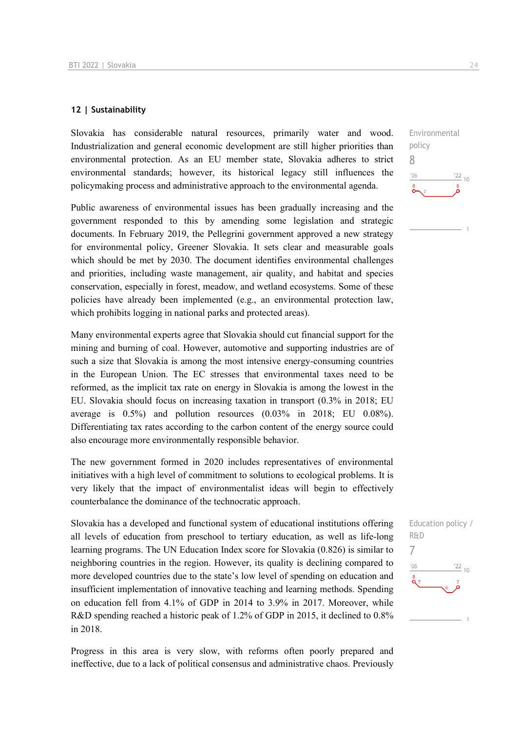## 12 | Sustainability

Environmental policy

8

Slovakia has considerable natural resources, primarily water and wood. Industrialization and general economic development are still higher priorities than environmental protection. As an EU member state, Slovakia adheres to strict environmental standards; however, its historical legacy still influences the policymaking process and administrative approach to the environmental agenda.

Public awareness of environmental issues has been gradually increasing and the government responded to this by amending some legislation and strategic documents. In February 2019, the Pellegrini government approved a new strategy for environmental policy, Greener Slovakia. It sets clear and measurable goals which should be met by 2030. The document identifies environmental challenges and priorities, including waste management, air quality, and habitat and species conservation, especially in forest, meadow, and wetland ecosystems. Some of these policies have already been implemented (e.g., an environmental protection law, which prohibits logging in national parks and protected areas).

Many environmental experts agree that Slovakia should cut financial support for the mining and burning of coal. However, automotive and supporting industries are of such a size that Slovakia is among the most intensive energy-consuming countries in the European Union. The EC stresses that environmental taxes need to be reformed, as the implicit tax rate on energy in Slovakia is among the lowest in the EU. Slovakia should focus on increasing taxation in transport (0.3% in 2018; EU average is 0.5%) and pollution resources (0.03% in 2018; EU 0.08%). Differentiating tax rates according to the carbon content of the energy source could also encourage more environmentally responsible behavior.

The new government formed in 2020 includes representatives of environmental initiatives with a high level of commitment to solutions to ecological problems. It is very likely that the impact of environmentalist ideas will begin to effectively counterbalance the dominance of the technocratic approach.

Education policy / R&D

7

Slovakia has a developed and functional system of educational institutions offering all levels of education from preschool to tertiary education, as well as life-long learning programs. The UN Education Index score for Slovakia (0.826) is similar to neighboring countries in the region. However, its quality is declining compared to more developed countries due to the state's low level of spending on education and insufficient implementation of innovative teaching and learning methods. Spending on education fell from 4.1% of GDP in 2014 to 3.9% in 2017. Moreover, while R&D spending reached a historic peak of 1.2% of GDP in 2015, it declined to 0.8% in 2018.

Progress in this area is very slow, with reforms often poorly prepared and ineffective, due to a lack of political consensus and administrative chaos. Previously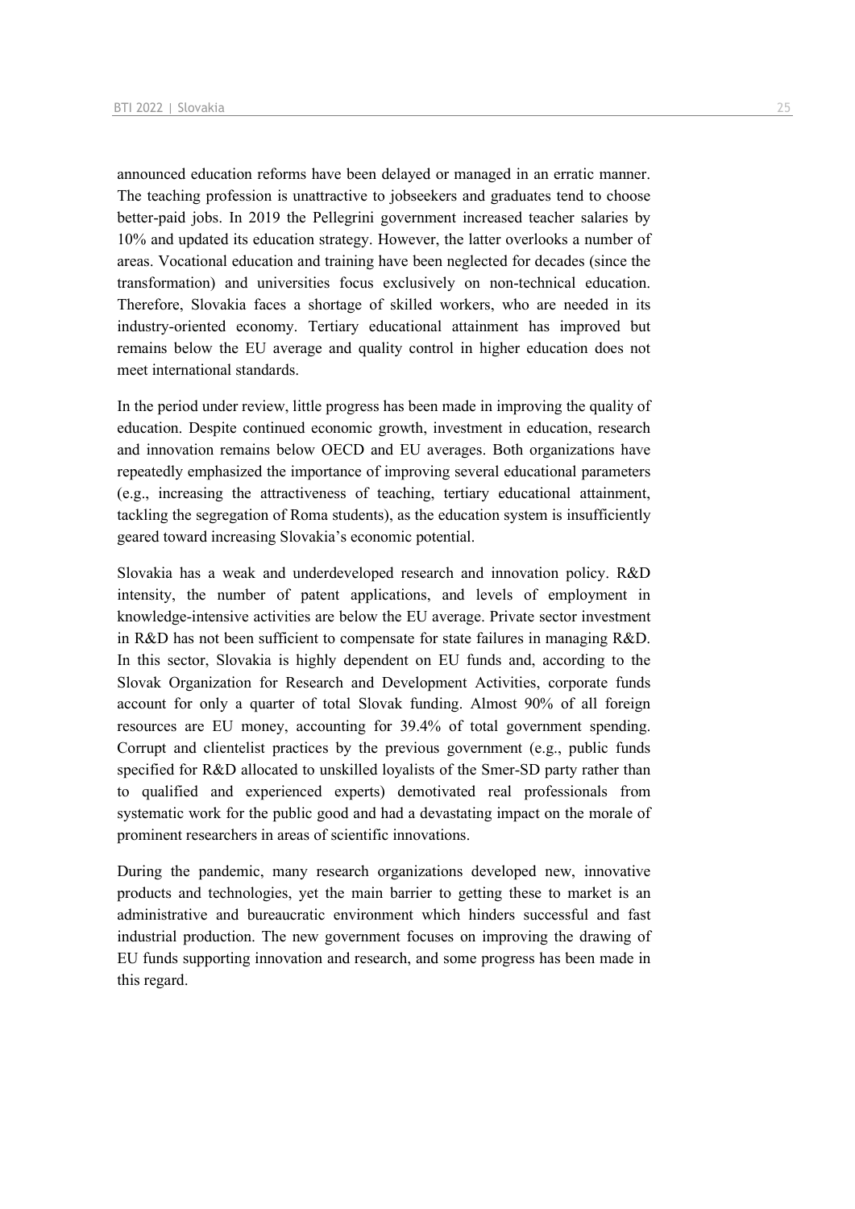announced education reforms have been delayed or managed in an erratic manner. The teaching profession is unattractive to jobseekers and graduates tend to choose better-paid jobs. In 2019 the Pellegrini government increased teacher salaries by 10% and updated its education strategy. However, the latter overlooks a number of areas. Vocational education and training have been neglected for decades (since the transformation) and universities focus exclusively on non-technical education. Therefore, Slovakia faces a shortage of skilled workers, who are needed in its industry-oriented economy. Tertiary educational attainment has improved but remains below the EU average and quality control in higher education does not meet international standards.

In the period under review, little progress has been made in improving the quality of education. Despite continued economic growth, investment in education, research and innovation remains below OECD and EU averages. Both organizations have repeatedly emphasized the importance of improving several educational parameters (e.g., increasing the attractiveness of teaching, tertiary educational attainment, tackling the segregation of Roma students), as the education system is insufficiently geared toward increasing Slovakia's economic potential.

Slovakia has a weak and underdeveloped research and innovation policy. R&D intensity, the number of patent applications, and levels of employment in knowledge-intensive activities are below the EU average. Private sector investment in R&D has not been sufficient to compensate for state failures in managing R&D. In this sector, Slovakia is highly dependent on EU funds and, according to the Slovak Organization for Research and Development Activities, corporate funds account for only a quarter of total Slovak funding. Almost 90% of all foreign resources are EU money, accounting for 39.4% of total government spending. Corrupt and clientelist practices by the previous government (e.g., public funds specified for R&D allocated to unskilled loyalists of the Smer-SD party rather than to qualified and experienced experts) demotivated real professionals from systematic work for the public good and had a devastating impact on the morale of prominent researchers in areas of scientific innovations.

During the pandemic, many research organizations developed new, innovative products and technologies, yet the main barrier to getting these to market is an administrative and bureaucratic environment which hinders successful and fast industrial production. The new government focuses on improving the drawing of EU funds supporting innovation and research, and some progress has been made in this regard.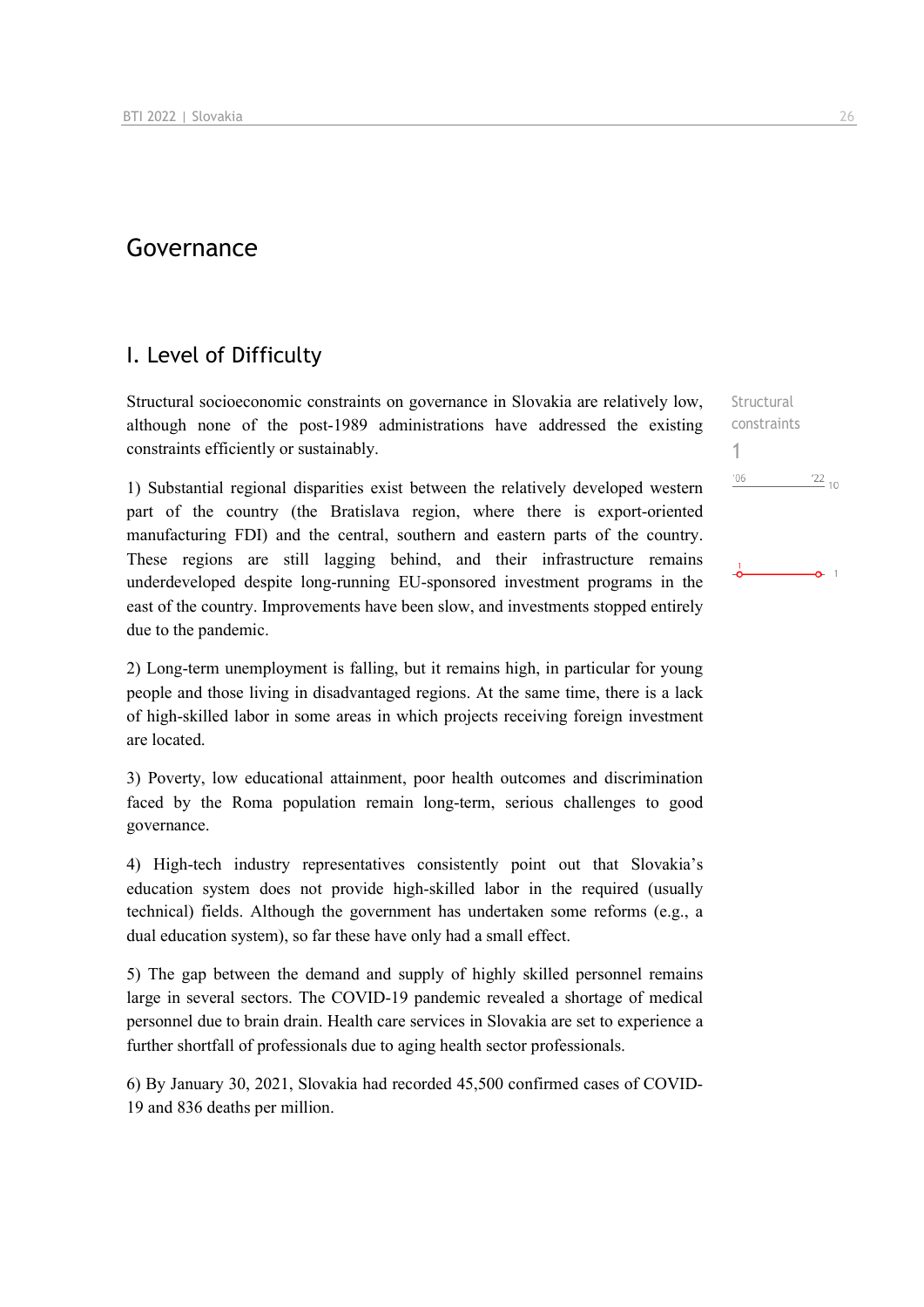# Governance

## I. Level of Difficulty

Structural constraints

1

Structural socioeconomic constraints on governance in Slovakia are relatively low, although none of the post-1989 administrations have addressed the existing constraints efficiently or sustainably.

1) Substantial regional disparities exist between the relatively developed western part of the country (the Bratislava region, where there is export-oriented manufacturing FDI) and the central, southern and eastern parts of the country. These regions are still lagging behind, and their infrastructure remains underdeveloped despite long-running EU-sponsored investment programs in the east of the country. Improvements have been slow, and investments stopped entirely due to the pandemic.

2) Long-term unemployment is falling, but it remains high, in particular for young people and those living in disadvantaged regions. At the same time, there is a lack of high-skilled labor in some areas in which projects receiving foreign investment are located.

3) Poverty, low educational attainment, poor health outcomes and discrimination faced by the Roma population remain long-term, serious challenges to good governance.

4) High-tech industry representatives consistently point out that Slovakia's education system does not provide high-skilled labor in the required (usually technical) fields. Although the government has undertaken some reforms (e.g., a dual education system), so far these have only had a small effect.

5) The gap between the demand and supply of highly skilled personnel remains large in several sectors. The COVID-19 pandemic revealed a shortage of medical personnel due to brain drain. Health care services in Slovakia are set to experience a further shortfall of professionals due to aging health sector professionals.

6) By January 30, 2021, Slovakia had recorded 45,500 confirmed cases of COVID-19 and 836 deaths per million.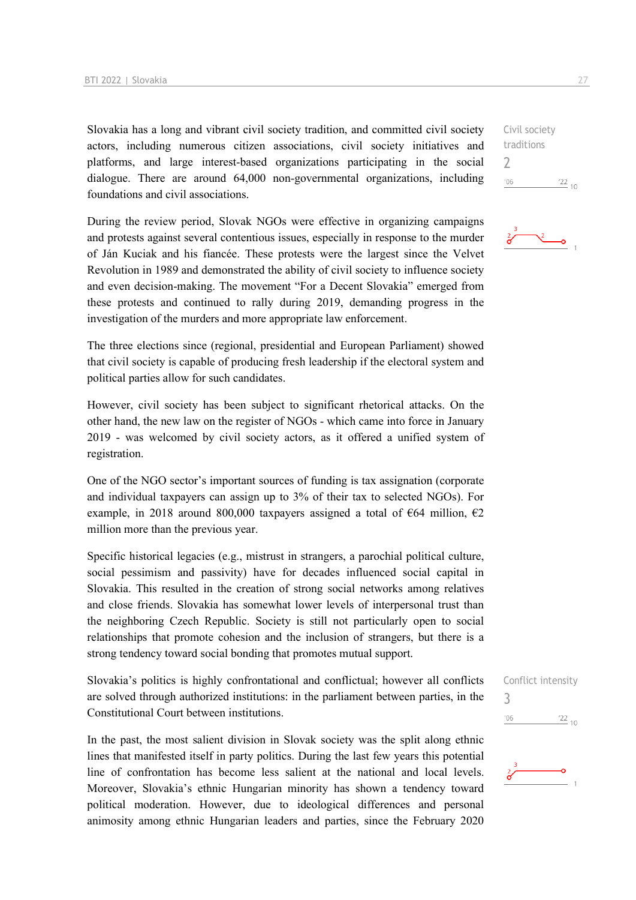Civil society traditions
2

Slovakia has a long and vibrant civil society tradition, and committed civil society actors, including numerous citizen associations, civil society initiatives and platforms, and large interest-based organizations participating in the social dialogue. There are around 64,000 non-governmental organizations, including foundations and civil associations.

During the review period, Slovak NGOs were effective in organizing campaigns and protests against several contentious issues, especially in response to the murder of Ján Kuciak and his fiancée. These protests were the largest since the Velvet Revolution in 1989 and demonstrated the ability of civil society to influence society and even decision-making. The movement "For a Decent Slovakia" emerged from these protests and continued to rally during 2019, demanding progress in the investigation of the murders and more appropriate law enforcement.

The three elections since (regional, presidential and European Parliament) showed that civil society is capable of producing fresh leadership if the electoral system and political parties allow for such candidates.

However, civil society has been subject to significant rhetorical attacks. On the other hand, the new law on the register of NGOs - which came into force in January 2019 - was welcomed by civil society actors, as it offered a unified system of registration.

One of the NGO sector's important sources of funding is tax assignation (corporate and individual taxpayers can assign up to 3% of their tax to selected NGOs). For example, in 2018 around 800,000 taxpayers assigned a total of €64 million, €2 million more than the previous year.

Specific historical legacies (e.g., mistrust in strangers, a parochial political culture, social pessimism and passivity) have for decades influenced social capital in Slovakia. This resulted in the creation of strong social networks among relatives and close friends. Slovakia has somewhat lower levels of interpersonal trust than the neighboring Czech Republic. Society is still not particularly open to social relationships that promote cohesion and the inclusion of strangers, but there is a strong tendency toward social bonding that promotes mutual support.

Conflict intensity
3

Slovakia's politics is highly confrontational and conflictual; however all conflicts are solved through authorized institutions: in the parliament between parties, in the Constitutional Court between institutions.

In the past, the most salient division in Slovak society was the split along ethnic lines that manifested itself in party politics. During the last few years this potential line of confrontation has become less salient at the national and local levels. Moreover, Slovakia's ethnic Hungarian minority has shown a tendency toward political moderation. However, due to ideological differences and personal animosity among ethnic Hungarian leaders and parties, since the February 2020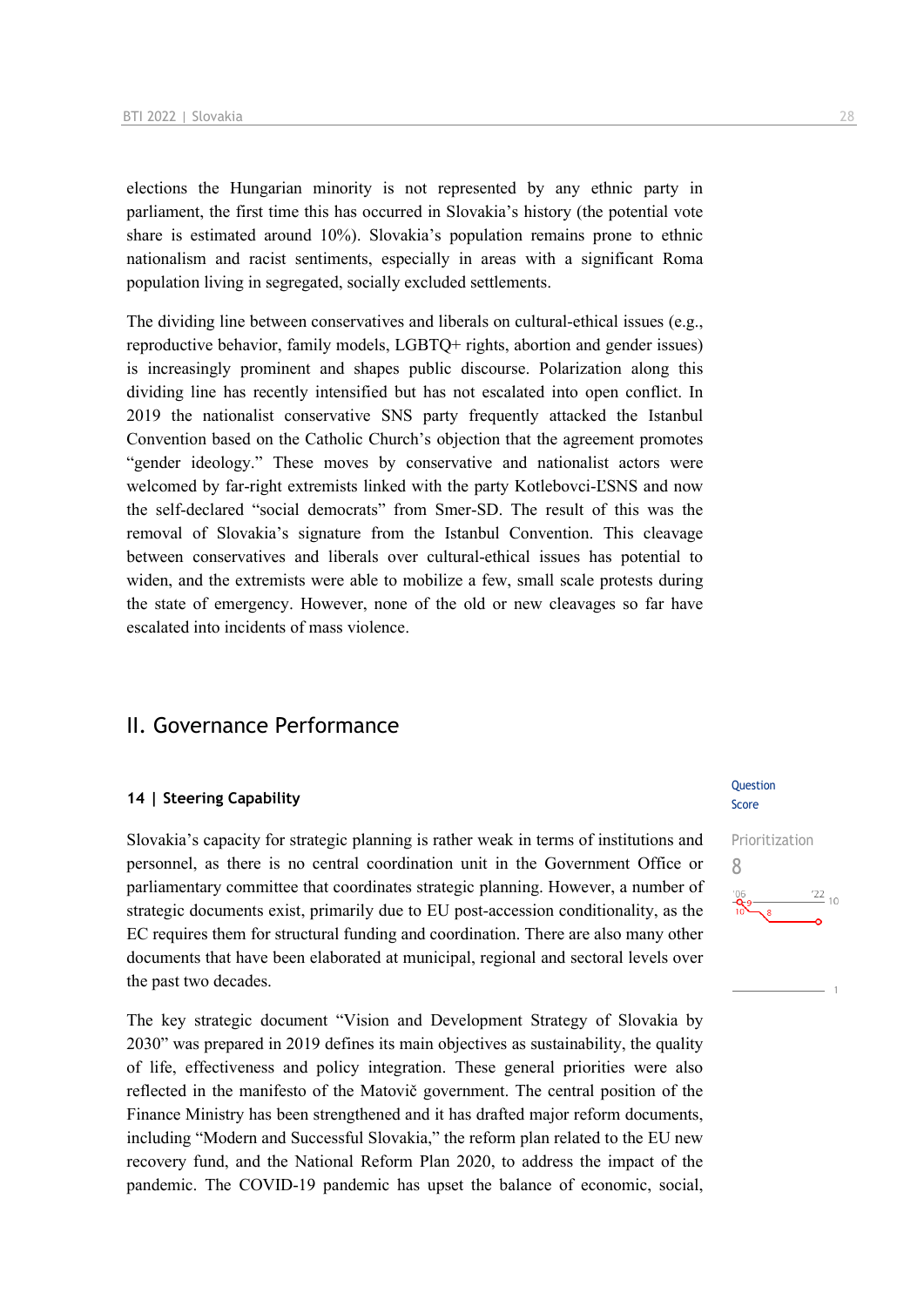elections the Hungarian minority is not represented by any ethnic party in parliament, the first time this has occurred in Slovakia's history (the potential vote share is estimated around 10%). Slovakia's population remains prone to ethnic nationalism and racist sentiments, especially in areas with a significant Roma population living in segregated, socially excluded settlements.

The dividing line between conservatives and liberals on cultural-ethical issues (e.g., reproductive behavior, family models, LGBTQ+ rights, abortion and gender issues) is increasingly prominent and shapes public discourse. Polarization along this dividing line has recently intensified but has not escalated into open conflict. In 2019 the nationalist conservative SNS party frequently attacked the Istanbul Convention based on the Catholic Church's objection that the agreement promotes "gender ideology." These moves by conservative and nationalist actors were welcomed by far-right extremists linked with the party Kotlebovci-ĽSNS and now the self-declared "social democrats" from Smer-SD. The result of this was the removal of Slovakia's signature from the Istanbul Convention. This cleavage between conservatives and liberals over cultural-ethical issues has potential to widen, and the extremists were able to mobilize a few, small scale protests during the state of emergency. However, none of the old or new cleavages so far have escalated into incidents of mass violence.

# II. Governance Performance

## 14 | Steering Capability

Question Score

Prioritization
8

Slovakia's capacity for strategic planning is rather weak in terms of institutions and personnel, as there is no central coordination unit in the Government Office or parliamentary committee that coordinates strategic planning. However, a number of strategic documents exist, primarily due to EU post-accession conditionality, as the EC requires them for structural funding and coordination. There are also many other documents that have been elaborated at municipal, regional and sectoral levels over the past two decades.

The key strategic document "Vision and Development Strategy of Slovakia by 2030" was prepared in 2019 defines its main objectives as sustainability, the quality of life, effectiveness and policy integration. These general priorities were also reflected in the manifesto of the Matovič government. The central position of the Finance Ministry has been strengthened and it has drafted major reform documents, including "Modern and Successful Slovakia," the reform plan related to the EU new recovery fund, and the National Reform Plan 2020, to address the impact of the pandemic. The COVID-19 pandemic has upset the balance of economic, social,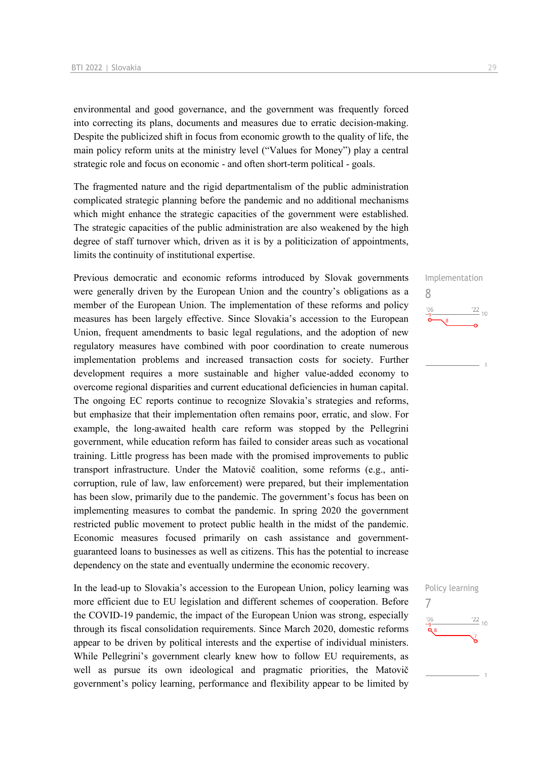environmental and good governance, and the government was frequently forced into correcting its plans, documents and measures due to erratic decision-making. Despite the publicized shift in focus from economic growth to the quality of life, the main policy reform units at the ministry level ("Values for Money") play a central strategic role and focus on economic - and often short-term political - goals.

The fragmented nature and the rigid departmentalism of the public administration complicated strategic planning before the pandemic and no additional mechanisms which might enhance the strategic capacities of the government were established. The strategic capacities of the public administration are also weakened by the high degree of staff turnover which, driven as it is by a politicization of appointments, limits the continuity of institutional expertise.

Implementation
8

Previous democratic and economic reforms introduced by Slovak governments were generally driven by the European Union and the country's obligations as a member of the European Union. The implementation of these reforms and policy measures has been largely effective. Since Slovakia's accession to the European Union, frequent amendments to basic legal regulations, and the adoption of new regulatory measures have combined with poor coordination to create numerous implementation problems and increased transaction costs for society. Further development requires a more sustainable and higher value-added economy to overcome regional disparities and current educational deficiencies in human capital. The ongoing EC reports continue to recognize Slovakia's strategies and reforms, but emphasize that their implementation often remains poor, erratic, and slow. For example, the long-awaited health care reform was stopped by the Pellegrini government, while education reform has failed to consider areas such as vocational training. Little progress has been made with the promised improvements to public transport infrastructure. Under the Matovič coalition, some reforms (e.g., anti-corruption, rule of law, law enforcement) were prepared, but their implementation has been slow, primarily due to the pandemic. The government's focus has been on implementing measures to combat the pandemic. In spring 2020 the government restricted public movement to protect public health in the midst of the pandemic. Economic measures focused primarily on cash assistance and government-guaranteed loans to businesses as well as citizens. This has the potential to increase dependency on the state and eventually undermine the economic recovery.

Policy learning
7

In the lead-up to Slovakia's accession to the European Union, policy learning was more efficient due to EU legislation and different schemes of cooperation. Before the COVID-19 pandemic, the impact of the European Union was strong, especially through its fiscal consolidation requirements. Since March 2020, domestic reforms appear to be driven by political interests and the expertise of individual ministers. While Pellegrini's government clearly knew how to follow EU requirements, as well as pursue its own ideological and pragmatic priorities, the Matovič government's policy learning, performance and flexibility appear to be limited by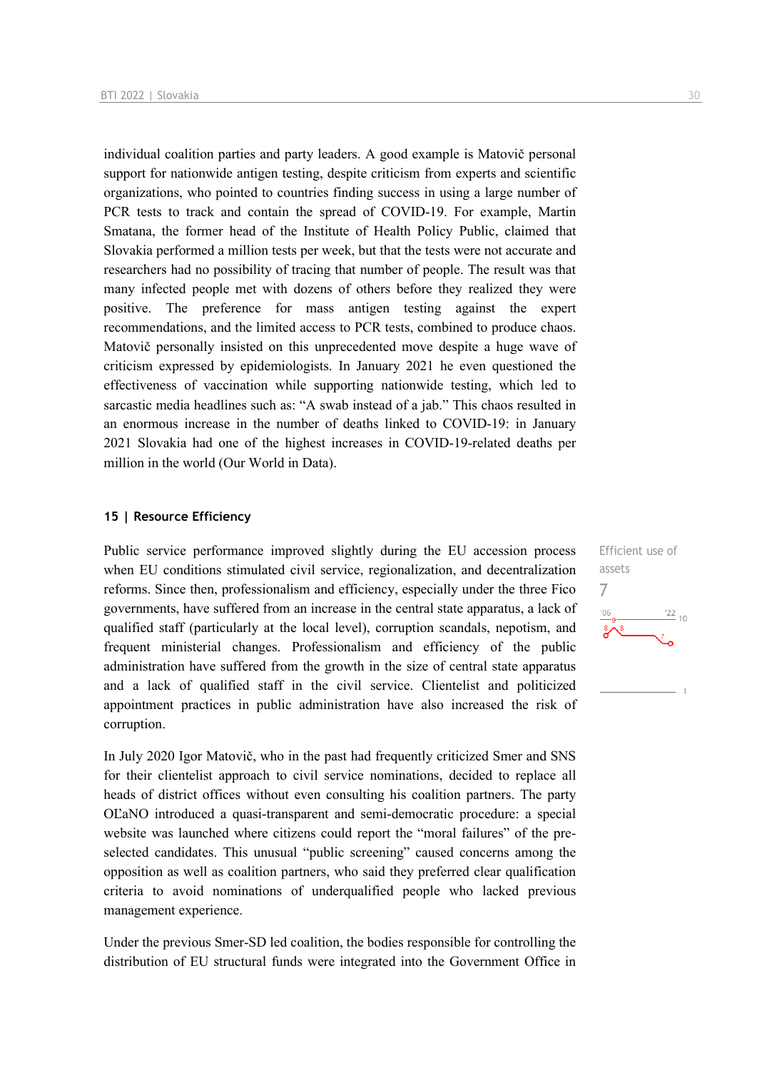individual coalition parties and party leaders. A good example is Matovič personal support for nationwide antigen testing, despite criticism from experts and scientific organizations, who pointed to countries finding success in using a large number of PCR tests to track and contain the spread of COVID-19. For example, Martin Smatana, the former head of the Institute of Health Policy Public, claimed that Slovakia performed a million tests per week, but that the tests were not accurate and researchers had no possibility of tracing that number of people. The result was that many infected people met with dozens of others before they realized they were positive. The preference for mass antigen testing against the expert recommendations, and the limited access to PCR tests, combined to produce chaos. Matovič personally insisted on this unprecedented move despite a huge wave of criticism expressed by epidemiologists. In January 2021 he even questioned the effectiveness of vaccination while supporting nationwide testing, which led to sarcastic media headlines such as: "A swab instead of a jab." This chaos resulted in an enormous increase in the number of deaths linked to COVID-19: in January 2021 Slovakia had one of the highest increases in COVID-19-related deaths per million in the world (Our World in Data).

## 15 | Resource Efficiency

Efficient use of assets
7

Public service performance improved slightly during the EU accession process when EU conditions stimulated civil service, regionalization, and decentralization reforms. Since then, professionalism and efficiency, especially under the three Fico governments, have suffered from an increase in the central state apparatus, a lack of qualified staff (particularly at the local level), corruption scandals, nepotism, and frequent ministerial changes. Professionalism and efficiency of the public administration have suffered from the growth in the size of central state apparatus and a lack of qualified staff in the civil service. Clientelist and politicized appointment practices in public administration have also increased the risk of corruption.

In July 2020 Igor Matovič, who in the past had frequently criticized Smer and SNS for their clientelist approach to civil service nominations, decided to replace all heads of district offices without even consulting his coalition partners. The party OĽaNO introduced a quasi-transparent and semi-democratic procedure: a special website was launched where citizens could report the "moral failures" of the pre-selected candidates. This unusual "public screening" caused concerns among the opposition as well as coalition partners, who said they preferred clear qualification criteria to avoid nominations of underqualified people who lacked previous management experience.

Under the previous Smer-SD led coalition, the bodies responsible for controlling the distribution of EU structural funds were integrated into the Government Office in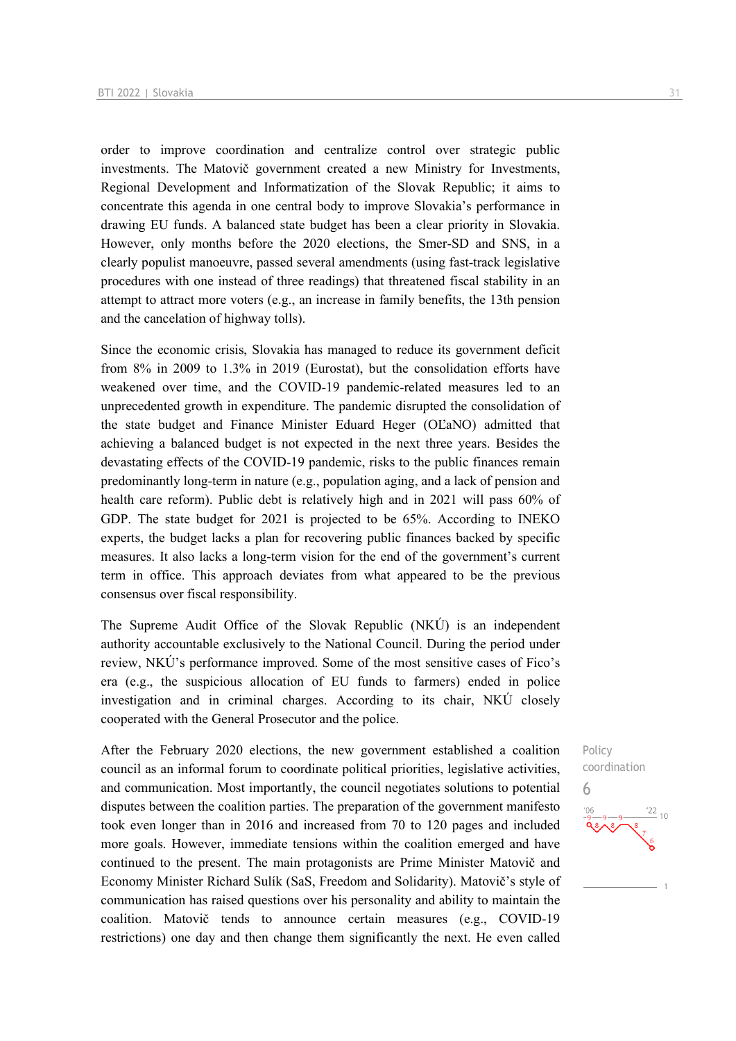order to improve coordination and centralize control over strategic public investments. The Matovič government created a new Ministry for Investments, Regional Development and Informatization of the Slovak Republic; it aims to concentrate this agenda in one central body to improve Slovakia's performance in drawing EU funds. A balanced state budget has been a clear priority in Slovakia. However, only months before the 2020 elections, the Smer-SD and SNS, in a clearly populist manoeuvre, passed several amendments (using fast-track legislative procedures with one instead of three readings) that threatened fiscal stability in an attempt to attract more voters (e.g., an increase in family benefits, the 13th pension and the cancelation of highway tolls).

Since the economic crisis, Slovakia has managed to reduce its government deficit from 8% in 2009 to 1.3% in 2019 (Eurostat), but the consolidation efforts have weakened over time, and the COVID-19 pandemic-related measures led to an unprecedented growth in expenditure. The pandemic disrupted the consolidation of the state budget and Finance Minister Eduard Heger (OĽaNO) admitted that achieving a balanced budget is not expected in the next three years. Besides the devastating effects of the COVID-19 pandemic, risks to the public finances remain predominantly long-term in nature (e.g., population aging, and a lack of pension and health care reform). Public debt is relatively high and in 2021 will pass 60% of GDP. The state budget for 2021 is projected to be 65%. According to INEKO experts, the budget lacks a plan for recovering public finances backed by specific measures. It also lacks a long-term vision for the end of the government's current term in office. This approach deviates from what appeared to be the previous consensus over fiscal responsibility.

The Supreme Audit Office of the Slovak Republic (NKÚ) is an independent authority accountable exclusively to the National Council. During the period under review, NKÚ's performance improved. Some of the most sensitive cases of Fico's era (e.g., the suspicious allocation of EU funds to farmers) ended in police investigation and in criminal charges. According to its chair, NKÚ closely cooperated with the General Prosecutor and the police.

Policy coordination
6

After the February 2020 elections, the new government established a coalition council as an informal forum to coordinate political priorities, legislative activities, and communication. Most importantly, the council negotiates solutions to potential disputes between the coalition parties. The preparation of the government manifesto took even longer than in 2016 and increased from 70 to 120 pages and included more goals. However, immediate tensions within the coalition emerged and have continued to the present. The main protagonists are Prime Minister Matovič and Economy Minister Richard Sulík (SaS, Freedom and Solidarity). Matovič's style of communication has raised questions over his personality and ability to maintain the coalition. Matovič tends to announce certain measures (e.g., COVID-19 restrictions) one day and then change them significantly the next. He even called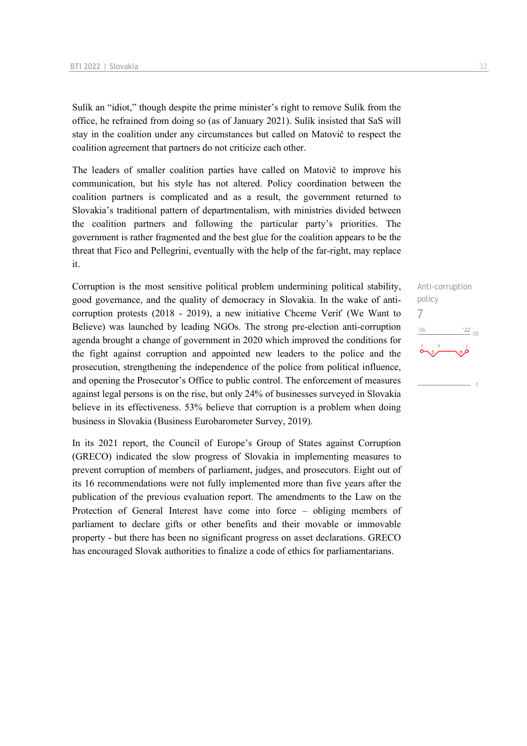Sulík an "idiot," though despite the prime minister's right to remove Sulík from the office, he refrained from doing so (as of January 2021). Sulík insisted that SaS will stay in the coalition under any circumstances but called on Matovič to respect the coalition agreement that partners do not criticize each other.

The leaders of smaller coalition parties have called on Matovič to improve his communication, but his style has not altered. Policy coordination between the coalition partners is complicated and as a result, the government returned to Slovakia's traditional pattern of departmentalism, with ministries divided between the coalition partners and following the particular party's priorities. The government is rather fragmented and the best glue for the coalition appears to be the threat that Fico and Pellegrini, eventually with the help of the far-right, may replace it.

Anti-corruption policy
7

Corruption is the most sensitive political problem undermining political stability, good governance, and the quality of democracy in Slovakia. In the wake of anti-corruption protests (2018 - 2019), a new initiative Chceme Veriť (We Want to Believe) was launched by leading NGOs. The strong pre-election anti-corruption agenda brought a change of government in 2020 which improved the conditions for the fight against corruption and appointed new leaders to the police and the prosecution, strengthening the independence of the police from political influence, and opening the Prosecutor's Office to public control. The enforcement of measures against legal persons is on the rise, but only 24% of businesses surveyed in Slovakia believe in its effectiveness. 53% believe that corruption is a problem when doing business in Slovakia (Business Eurobarometer Survey, 2019).

In its 2021 report, the Council of Europe's Group of States against Corruption (GRECO) indicated the slow progress of Slovakia in implementing measures to prevent corruption of members of parliament, judges, and prosecutors. Eight out of its 16 recommendations were not fully implemented more than five years after the publication of the previous evaluation report. The amendments to the Law on the Protection of General Interest have come into force – obliging members of parliament to declare gifts or other benefits and their movable or immovable property - but there has been no significant progress on asset declarations. GRECO has encouraged Slovak authorities to finalize a code of ethics for parliamentarians.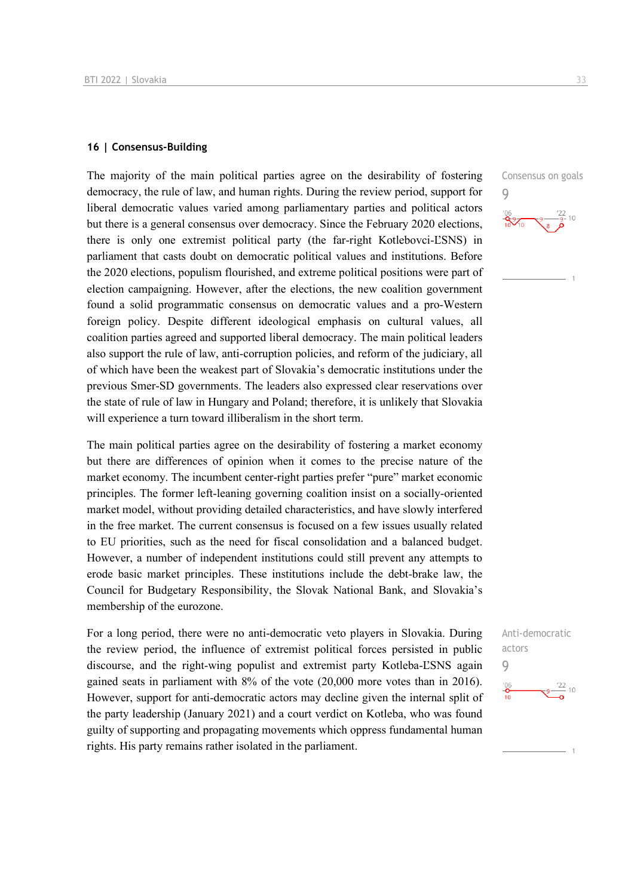## 16 | Consensus-Building

Consensus on goals

9

The majority of the main political parties agree on the desirability of fostering democracy, the rule of law, and human rights. During the review period, support for liberal democratic values varied among parliamentary parties and political actors but there is a general consensus over democracy. Since the February 2020 elections, there is only one extremist political party (the far-right Kotlebovci-ĽSNS) in parliament that casts doubt on democratic political values and institutions. Before the 2020 elections, populism flourished, and extreme political positions were part of election campaigning. However, after the elections, the new coalition government found a solid programmatic consensus on democratic values and a pro-Western foreign policy. Despite different ideological emphasis on cultural values, all coalition parties agreed and supported liberal democracy. The main political leaders also support the rule of law, anti-corruption policies, and reform of the judiciary, all of which have been the weakest part of Slovakia's democratic institutions under the previous Smer-SD governments. The leaders also expressed clear reservations over the state of rule of law in Hungary and Poland; therefore, it is unlikely that Slovakia will experience a turn toward illiberalism in the short term.

The main political parties agree on the desirability of fostering a market economy but there are differences of opinion when it comes to the precise nature of the market economy. The incumbent center-right parties prefer "pure" market economic principles. The former left-leaning governing coalition insist on a socially-oriented market model, without providing detailed characteristics, and have slowly interfered in the free market. The current consensus is focused on a few issues usually related to EU priorities, such as the need for fiscal consolidation and a balanced budget. However, a number of independent institutions could still prevent any attempts to erode basic market principles. These institutions include the debt-brake law, the Council for Budgetary Responsibility, the Slovak National Bank, and Slovakia's membership of the eurozone.

Anti-democratic actors

9

For a long period, there were no anti-democratic veto players in Slovakia. During the review period, the influence of extremist political forces persisted in public discourse, and the right-wing populist and extremist party Kotleba-ĽSNS again gained seats in parliament with 8% of the vote (20,000 more votes than in 2016). However, support for anti-democratic actors may decline given the internal split of the party leadership (January 2021) and a court verdict on Kotleba, who was found guilty of supporting and propagating movements which oppress fundamental human rights. His party remains rather isolated in the parliament.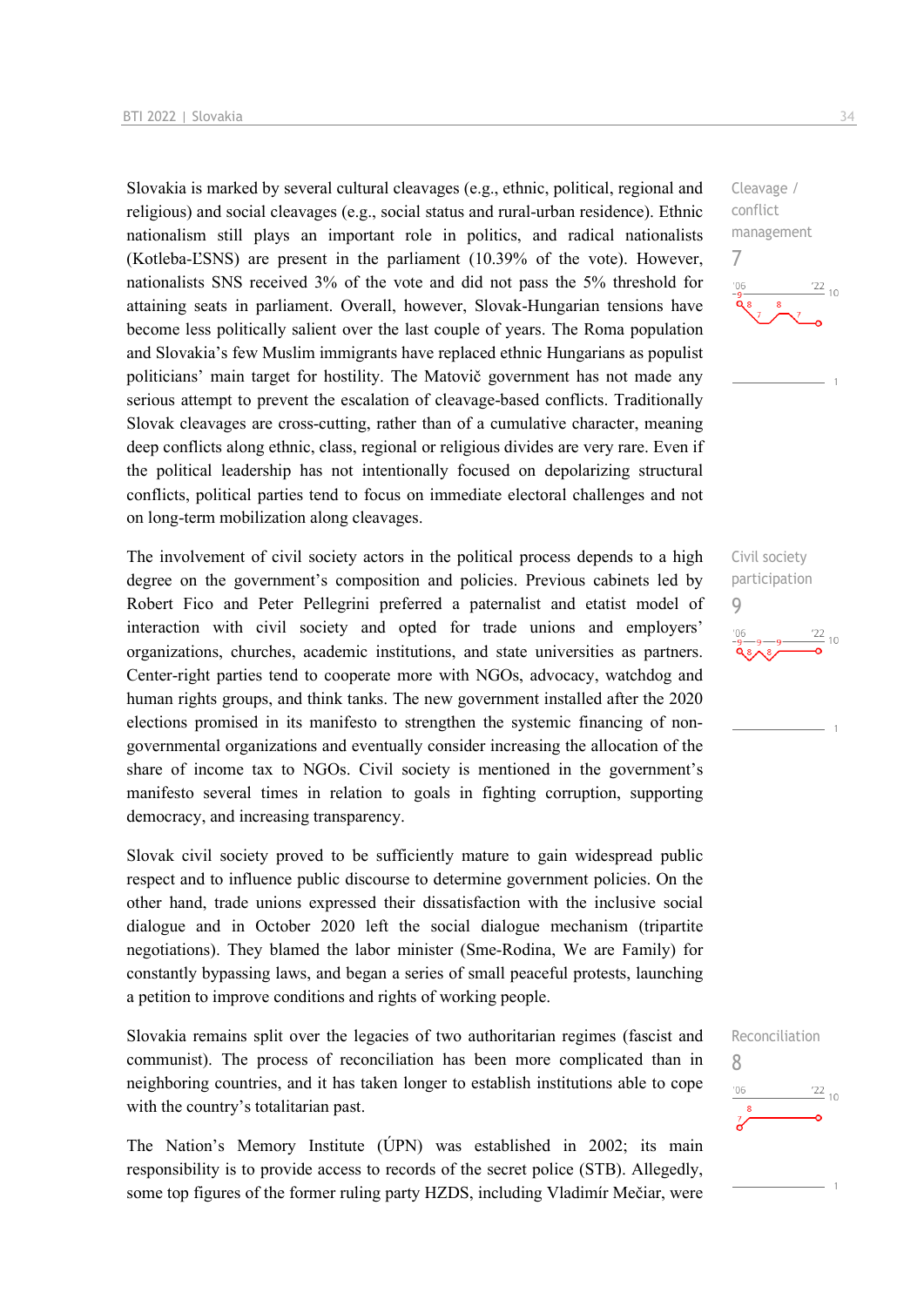Slovakia is marked by several cultural cleavages (e.g., ethnic, political, regional and religious) and social cleavages (e.g., social status and rural-urban residence). Ethnic nationalism still plays an important role in politics, and radical nationalists (Kotleba-ĽSNS) are present in the parliament (10.39% of the vote). However, nationalists SNS received 3% of the vote and did not pass the 5% threshold for attaining seats in parliament. Overall, however, Slovak-Hungarian tensions have become less politically salient over the last couple of years. The Roma population and Slovakia's few Muslim immigrants have replaced ethnic Hungarians as populist politicians' main target for hostility. The Matovič government has not made any serious attempt to prevent the escalation of cleavage-based conflicts. Traditionally Slovak cleavages are cross-cutting, rather than of a cumulative character, meaning deep conflicts along ethnic, class, regional or religious divides are very rare. Even if the political leadership has not intentionally focused on depolarizing structural conflicts, political parties tend to focus on immediate electoral challenges and not on long-term mobilization along cleavages.

Cleavage / conflict management
7

The involvement of civil society actors in the political process depends to a high degree on the government's composition and policies. Previous cabinets led by Robert Fico and Peter Pellegrini preferred a paternalist and etatist model of interaction with civil society and opted for trade unions and employers' organizations, churches, academic institutions, and state universities as partners. Center-right parties tend to cooperate more with NGOs, advocacy, watchdog and human rights groups, and think tanks. The new government installed after the 2020 elections promised in its manifesto to strengthen the systemic financing of non-governmental organizations and eventually consider increasing the allocation of the share of income tax to NGOs. Civil society is mentioned in the government's manifesto several times in relation to goals in fighting corruption, supporting democracy, and increasing transparency.

Civil society participation
9

Slovak civil society proved to be sufficiently mature to gain widespread public respect and to influence public discourse to determine government policies. On the other hand, trade unions expressed their dissatisfaction with the inclusive social dialogue and in October 2020 left the social dialogue mechanism (tripartite negotiations). They blamed the labor minister (Sme-Rodina, We are Family) for constantly bypassing laws, and began a series of small peaceful protests, launching a petition to improve conditions and rights of working people.

Slovakia remains split over the legacies of two authoritarian regimes (fascist and communist). The process of reconciliation has been more complicated than in neighboring countries, and it has taken longer to establish institutions able to cope with the country's totalitarian past.

Reconciliation
8

The Nation's Memory Institute (ÚPN) was established in 2002; its main responsibility is to provide access to records of the secret police (STB). Allegedly, some top figures of the former ruling party HZDS, including Vladimír Mečiar, were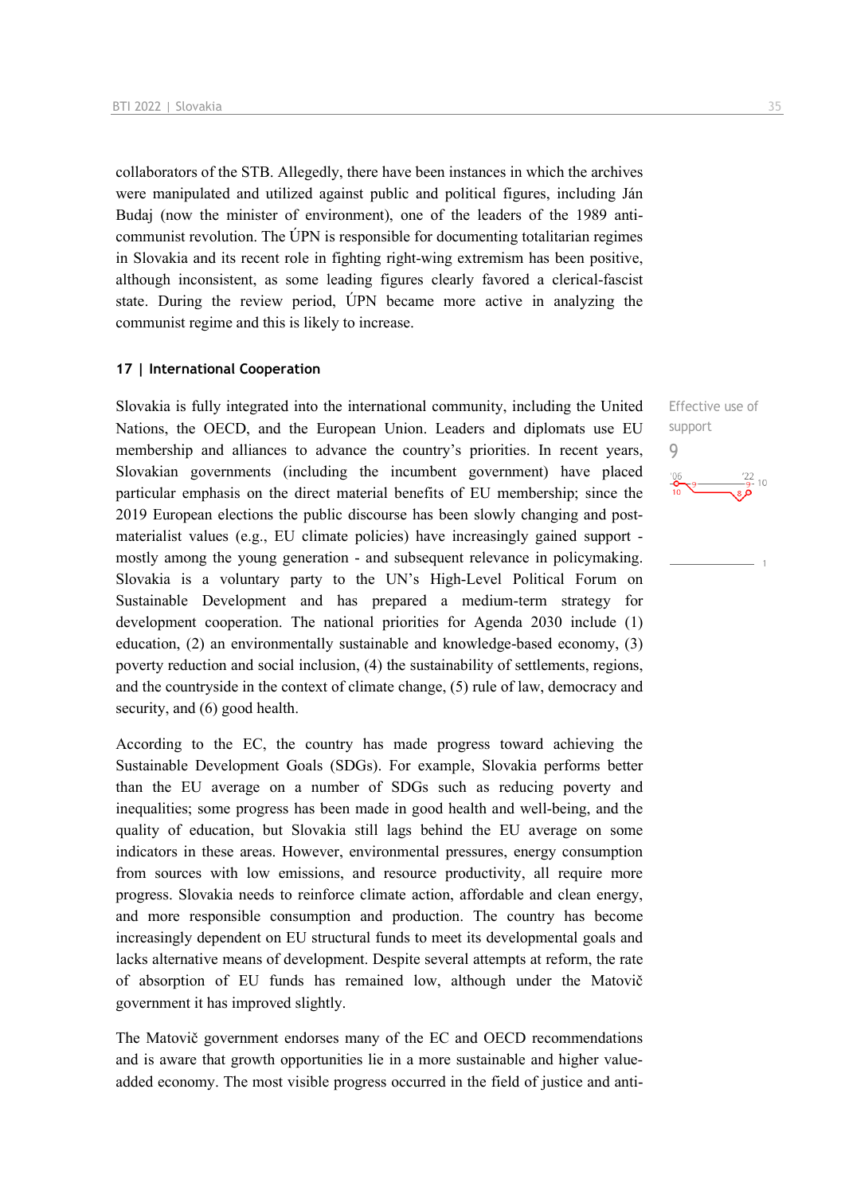collaborators of the STB. Allegedly, there have been instances in which the archives were manipulated and utilized against public and political figures, including Ján Budaj (now the minister of environment), one of the leaders of the 1989 anti-communist revolution. The ÚPN is responsible for documenting totalitarian regimes in Slovakia and its recent role in fighting right-wing extremism has been positive, although inconsistent, as some leading figures clearly favored a clerical-fascist state. During the review period, ÚPN became more active in analyzing the communist regime and this is likely to increase.

### 17 | International Cooperation

Effective use of support
9

Slovakia is fully integrated into the international community, including the United Nations, the OECD, and the European Union. Leaders and diplomats use EU membership and alliances to advance the country's priorities. In recent years, Slovakian governments (including the incumbent government) have placed particular emphasis on the direct material benefits of EU membership; since the 2019 European elections the public discourse has been slowly changing and post-materialist values (e.g., EU climate policies) have increasingly gained support - mostly among the young generation - and subsequent relevance in policymaking. Slovakia is a voluntary party to the UN's High-Level Political Forum on Sustainable Development and has prepared a medium-term strategy for development cooperation. The national priorities for Agenda 2030 include (1) education, (2) an environmentally sustainable and knowledge-based economy, (3) poverty reduction and social inclusion, (4) the sustainability of settlements, regions, and the countryside in the context of climate change, (5) rule of law, democracy and security, and (6) good health.

According to the EC, the country has made progress toward achieving the Sustainable Development Goals (SDGs). For example, Slovakia performs better than the EU average on a number of SDGs such as reducing poverty and inequalities; some progress has been made in good health and well-being, and the quality of education, but Slovakia still lags behind the EU average on some indicators in these areas. However, environmental pressures, energy consumption from sources with low emissions, and resource productivity, all require more progress. Slovakia needs to reinforce climate action, affordable and clean energy, and more responsible consumption and production. The country has become increasingly dependent on EU structural funds to meet its developmental goals and lacks alternative means of development. Despite several attempts at reform, the rate of absorption of EU funds has remained low, although under the Matovič government it has improved slightly.

The Matovič government endorses many of the EC and OECD recommendations and is aware that growth opportunities lie in a more sustainable and higher value-added economy. The most visible progress occurred in the field of justice and anti-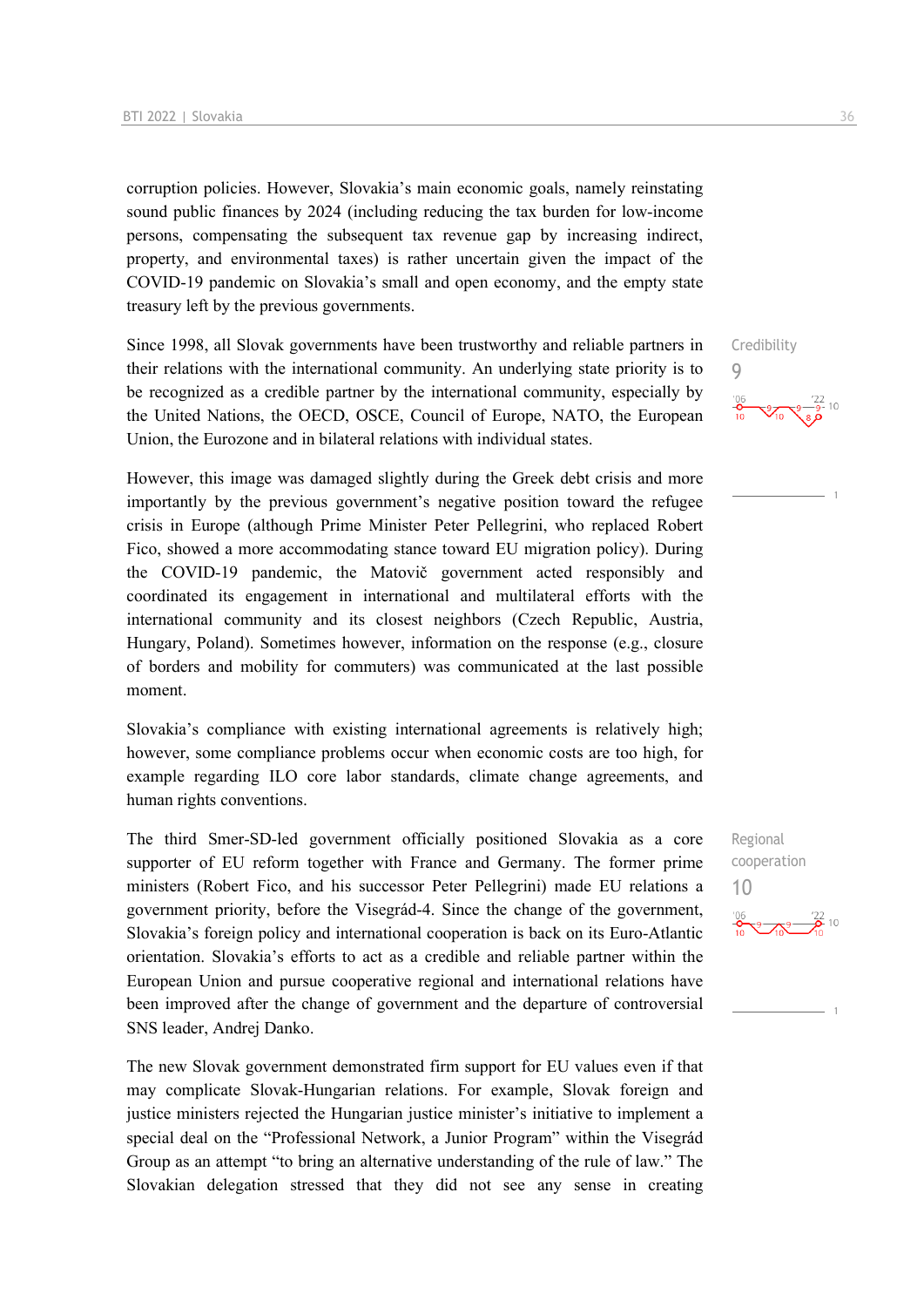corruption policies. However, Slovakia's main economic goals, namely reinstating sound public finances by 2024 (including reducing the tax burden for low-income persons, compensating the subsequent tax revenue gap by increasing indirect, property, and environmental taxes) is rather uncertain given the impact of the COVID-19 pandemic on Slovakia's small and open economy, and the empty state treasury left by the previous governments.

Since 1998, all Slovak governments have been trustworthy and reliable partners in their relations with the international community. An underlying state priority is to be recognized as a credible partner by the international community, especially by the United Nations, the OECD, OSCE, Council of Europe, NATO, the European Union, the Eurozone and in bilateral relations with individual states.

Credibility
9

However, this image was damaged slightly during the Greek debt crisis and more importantly by the previous government's negative position toward the refugee crisis in Europe (although Prime Minister Peter Pellegrini, who replaced Robert Fico, showed a more accommodating stance toward EU migration policy). During the COVID-19 pandemic, the Matovič government acted responsibly and coordinated its engagement in international and multilateral efforts with the international community and its closest neighbors (Czech Republic, Austria, Hungary, Poland). Sometimes however, information on the response (e.g., closure of borders and mobility for commuters) was communicated at the last possible moment.

Slovakia's compliance with existing international agreements is relatively high; however, some compliance problems occur when economic costs are too high, for example regarding ILO core labor standards, climate change agreements, and human rights conventions.

The third Smer-SD-led government officially positioned Slovakia as a core supporter of EU reform together with France and Germany. The former prime ministers (Robert Fico, and his successor Peter Pellegrini) made EU relations a government priority, before the Visegrád-4. Since the change of the government, Slovakia's foreign policy and international cooperation is back on its Euro-Atlantic orientation. Slovakia's efforts to act as a credible and reliable partner within the European Union and pursue cooperative regional and international relations have been improved after the change of government and the departure of controversial SNS leader, Andrej Danko.

Regional cooperation
10

The new Slovak government demonstrated firm support for EU values even if that may complicate Slovak-Hungarian relations. For example, Slovak foreign and justice ministers rejected the Hungarian justice minister's initiative to implement a special deal on the "Professional Network, a Junior Program" within the Visegrád Group as an attempt "to bring an alternative understanding of the rule of law." The Slovakian delegation stressed that they did not see any sense in creating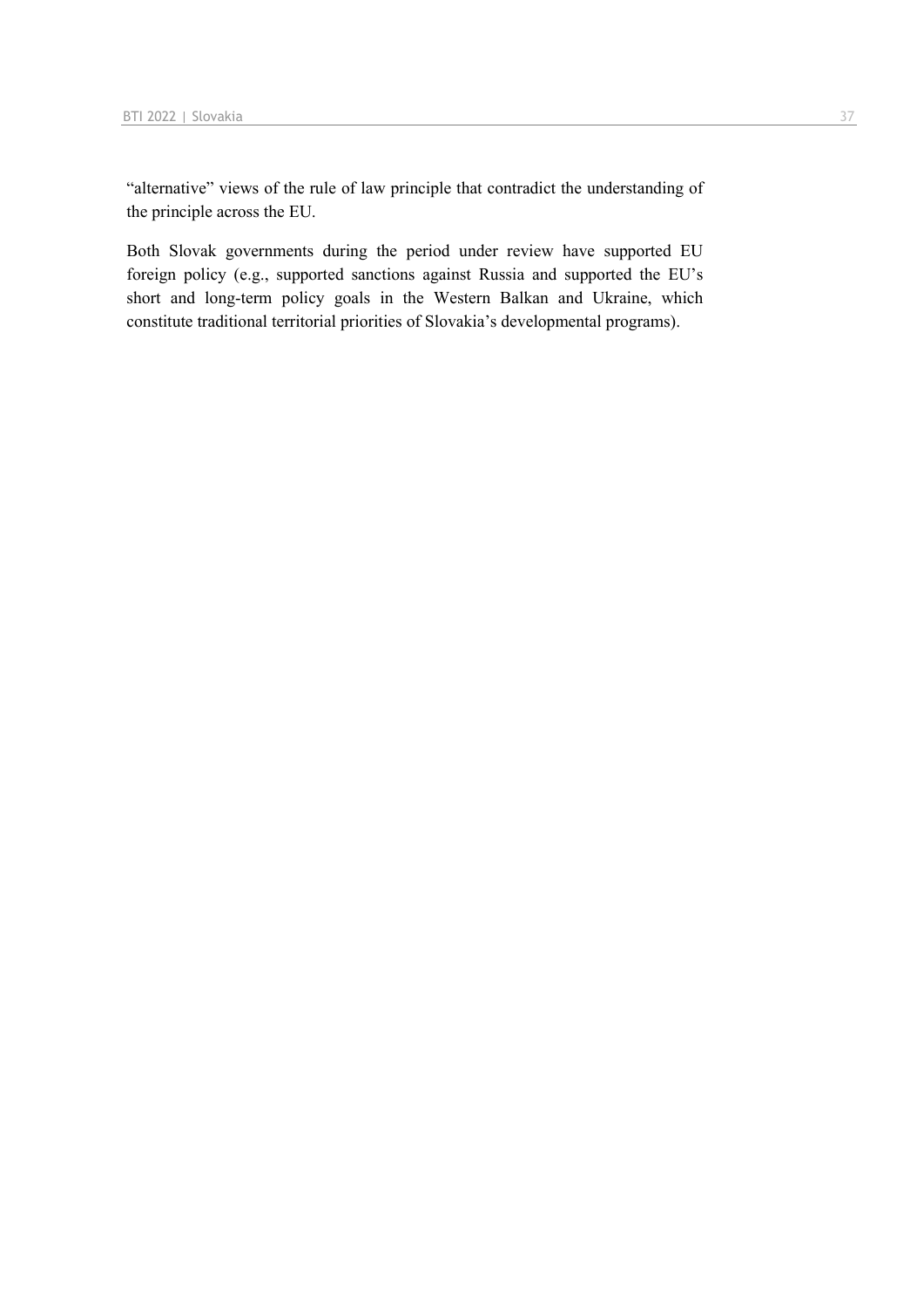"alternative" views of the rule of law principle that contradict the understanding of the principle across the EU.

Both Slovak governments during the period under review have supported EU foreign policy (e.g., supported sanctions against Russia and supported the EU's short and long-term policy goals in the Western Balkan and Ukraine, which constitute traditional territorial priorities of Slovakia's developmental programs).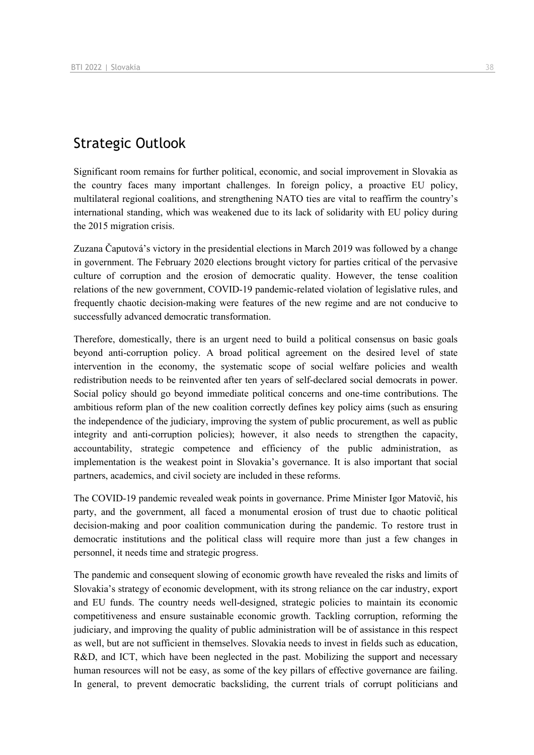## Strategic Outlook

Significant room remains for further political, economic, and social improvement in Slovakia as the country faces many important challenges. In foreign policy, a proactive EU policy, multilateral regional coalitions, and strengthening NATO ties are vital to reaffirm the country's international standing, which was weakened due to its lack of solidarity with EU policy during the 2015 migration crisis.

Zuzana Čaputová's victory in the presidential elections in March 2019 was followed by a change in government. The February 2020 elections brought victory for parties critical of the pervasive culture of corruption and the erosion of democratic quality. However, the tense coalition relations of the new government, COVID-19 pandemic-related violation of legislative rules, and frequently chaotic decision-making were features of the new regime and are not conducive to successfully advanced democratic transformation.

Therefore, domestically, there is an urgent need to build a political consensus on basic goals beyond anti-corruption policy. A broad political agreement on the desired level of state intervention in the economy, the systematic scope of social welfare policies and wealth redistribution needs to be reinvented after ten years of self-declared social democrats in power. Social policy should go beyond immediate political concerns and one-time contributions. The ambitious reform plan of the new coalition correctly defines key policy aims (such as ensuring the independence of the judiciary, improving the system of public procurement, as well as public integrity and anti-corruption policies); however, it also needs to strengthen the capacity, accountability, strategic competence and efficiency of the public administration, as implementation is the weakest point in Slovakia's governance. It is also important that social partners, academics, and civil society are included in these reforms.

The COVID-19 pandemic revealed weak points in governance. Prime Minister Igor Matovič, his party, and the government, all faced a monumental erosion of trust due to chaotic political decision-making and poor coalition communication during the pandemic. To restore trust in democratic institutions and the political class will require more than just a few changes in personnel, it needs time and strategic progress.

The pandemic and consequent slowing of economic growth have revealed the risks and limits of Slovakia's strategy of economic development, with its strong reliance on the car industry, export and EU funds. The country needs well-designed, strategic policies to maintain its economic competitiveness and ensure sustainable economic growth. Tackling corruption, reforming the judiciary, and improving the quality of public administration will be of assistance in this respect as well, but are not sufficient in themselves. Slovakia needs to invest in fields such as education, R&D, and ICT, which have been neglected in the past. Mobilizing the support and necessary human resources will not be easy, as some of the key pillars of effective governance are failing. In general, to prevent democratic backsliding, the current trials of corrupt politicians and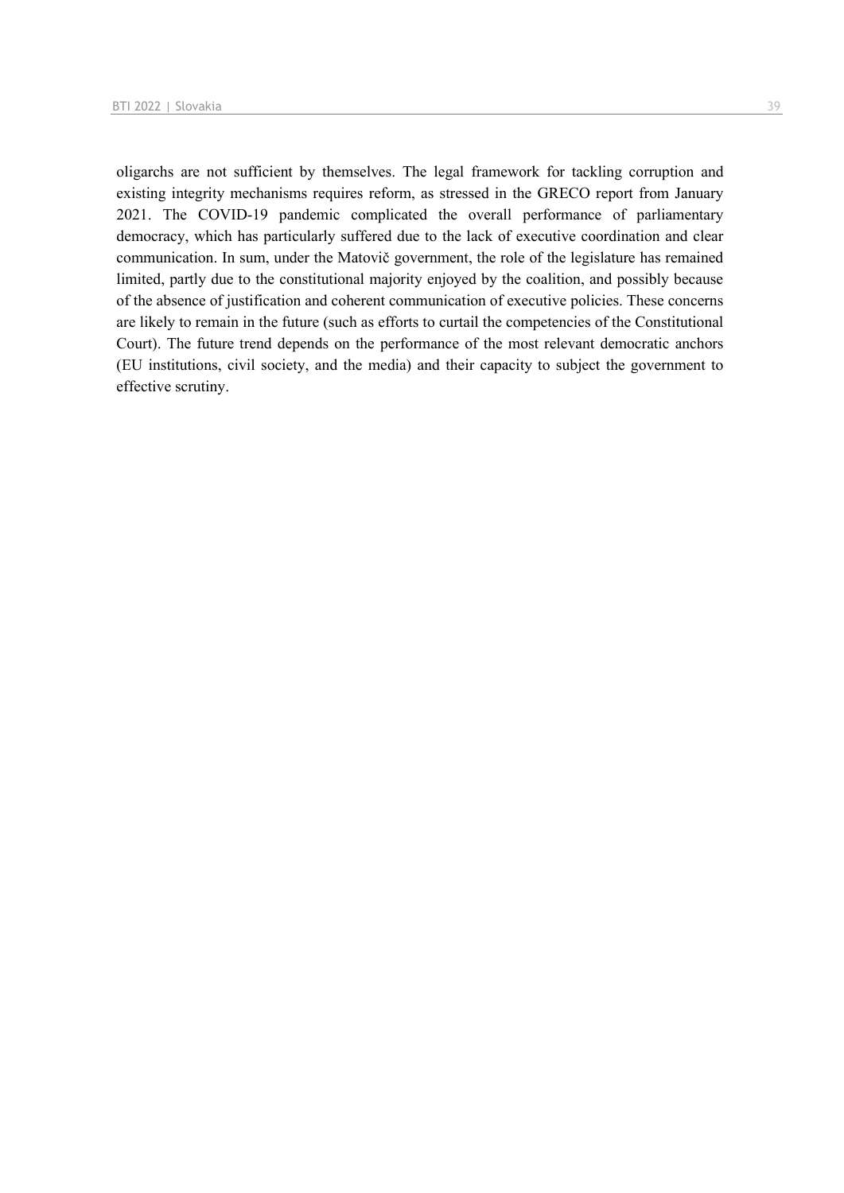oligarchs are not sufficient by themselves. The legal framework for tackling corruption and existing integrity mechanisms requires reform, as stressed in the GRECO report from January 2021. The COVID-19 pandemic complicated the overall performance of parliamentary democracy, which has particularly suffered due to the lack of executive coordination and clear communication. In sum, under the Matovič government, the role of the legislature has remained limited, partly due to the constitutional majority enjoyed by the coalition, and possibly because of the absence of justification and coherent communication of executive policies. These concerns are likely to remain in the future (such as efforts to curtail the competencies of the Constitutional Court). The future trend depends on the performance of the most relevant democratic anchors (EU institutions, civil society, and the media) and their capacity to subject the government to effective scrutiny.